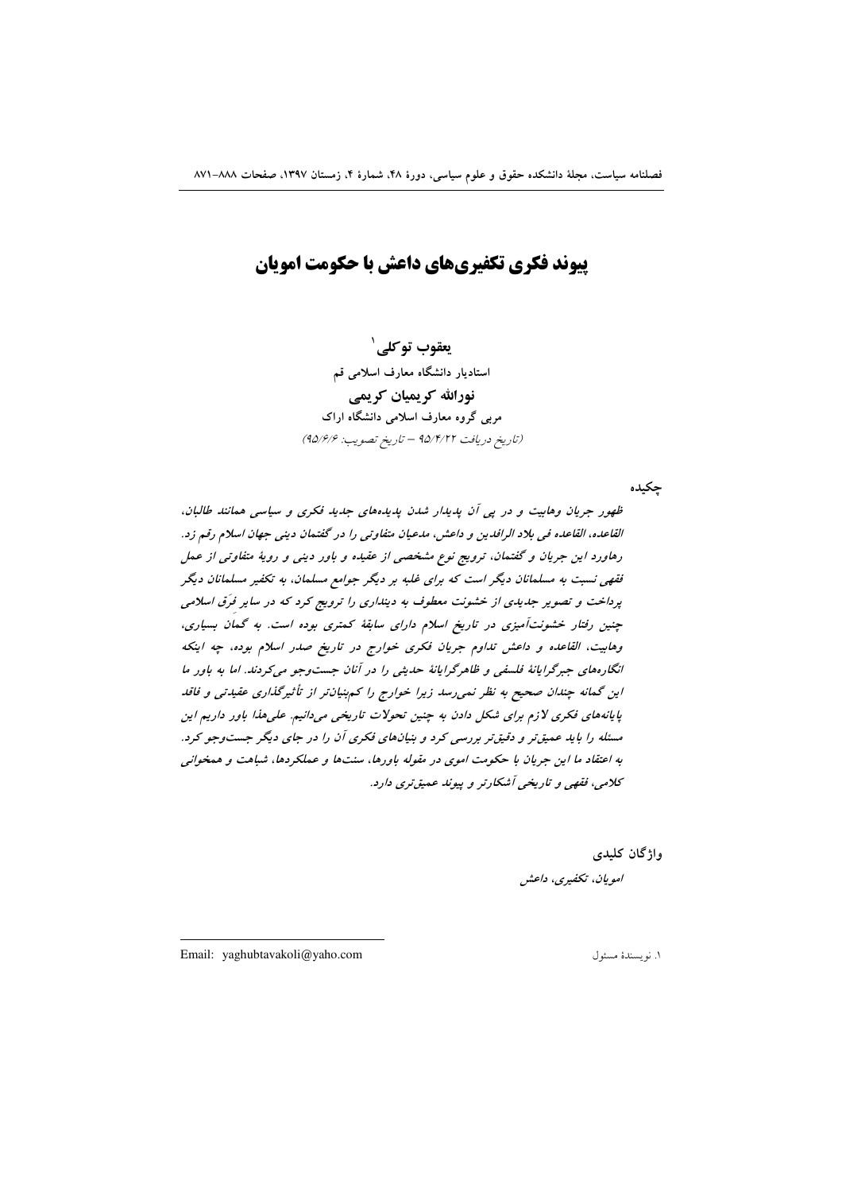# پیوند فکری تکفیری‌های داعش با حکومت امویان

**یعقوب توکلی**[1]

استادیار دانشگاه معارف اسلامی قم

**نورالله کریمیان کریمی**

مربی گروه معارف اسلامی دانشگاه اراک

(تاریخ دریافت ۹۵/۴/۲۲ – تاریخ تصویب: ۹۵/۶/۶)

**چکیده**

*ظهور جریان وهابیت و در پی آن پدیدار شدن پدیده‌های جدید فکری و سیاسی همانند طالبان، القاعده، القاعده فی بلاد الرافدین و داعش، مدعیان متفاوتی را در گفتمان دینی جهان اسلام رقم زد. رهاورد این جریان و گفتمان، ترویج نوع مشخصی از عقیده و باور دینی و رویهٔ متفاوتی از عمل فقهی نسبت به مسلمانان دیگر است که برای غلبه بر دیگر جوامع مسلمان، به تکفیر مسلمانان دیگر پرداخت و تصویر جدیدی از خشونت معطوف به دینداری را ترویج کرد که در سایر فِرَق اسلامی چنین رفتار خشونت‌آمیزی در تاریخ اسلام دارای سابقهٔ کمتری بوده است. به گمان بسیاری، وهابیت، القاعده و داعش تداوم جریان فکری خوارج در تاریخ صدر اسلام بوده، چه اینکه انگاره‌های جبرگرایانهٔ فلسفی و ظاهرگرایانهٔ حدیثی را در آنان جست‌وجو می‌کردند. اما به باور ما این گمانه چندان صحیح به نظر نمی‌رسد زیرا خوارج را کم‌بنیان‌تر از تأثیرگذاری عقیدتی و فاقد پایانه‌های فکری لازم برای شکل دادن به چنین تحولات تاریخی می‌دانیم. علی‌هذا باور داریم این مسئله را باید عمیق‌تر و دقیق‌تر بررسی کرد و بنیان‌های فکری آن را در جای دیگر جست‌وجو کرد. به اعتقاد ما این جریان با حکومت اموی در مقوله باورها، سنت‌ها و عملکردها، شباهت و همخوانی کلامی، فقهی و تاریخی آشکارتر و پیوند عمیق‌تری دارد.*

**واژگان کلیدی**

*امویان، تکفیری، داعش*

---

[1] نویسندهٔ مسئول　Email: yaghubtavakoli@yaho.com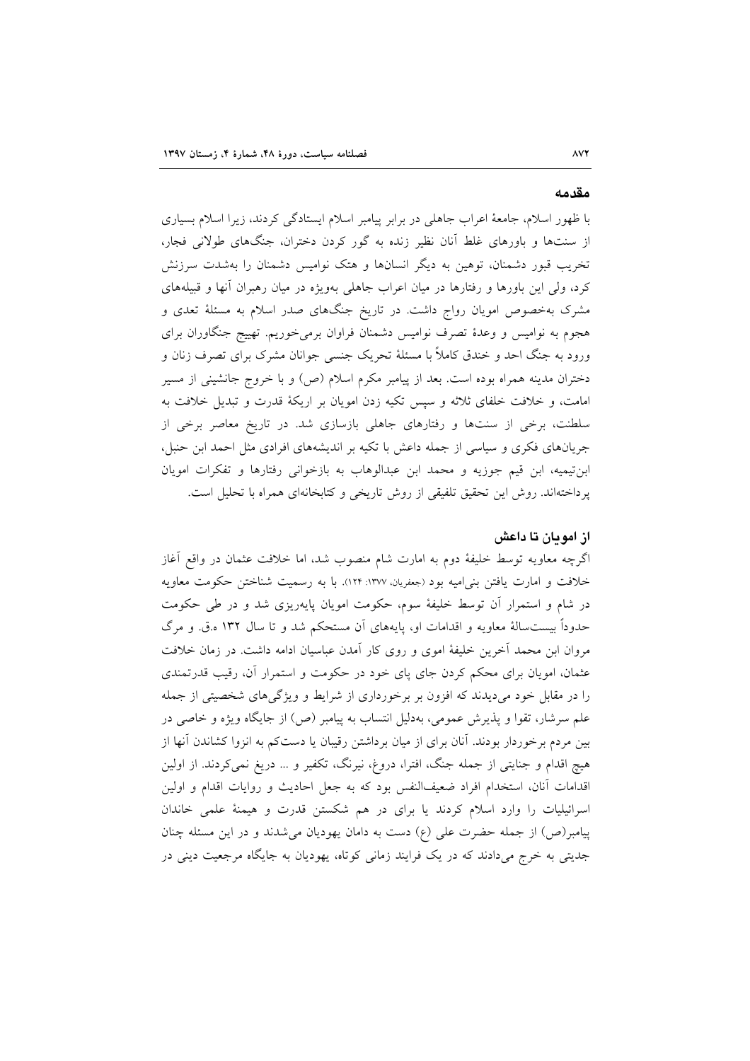## مقدمه

با ظهور اسلام، جامعۀ اعراب جاهلی در برابر پیامبر اسلام ایستادگی کردند، زیرا اسلام بسیاری از سنت‌ها و باورهای غلط آنان نظیر زنده به گور کردن دختران، جنگ‌های طولانی فجار، تخریب قبور دشمنان، توهین به دیگر انسان‌ها و هتک نوامیس دشمنان را به‌شدت سرزنش کرد، ولی این باورها و رفتارها در میان اعراب جاهلی به‌ویژه در میان رهبران آنها و قبیله‌های مشرک به‌خصوص امویان رواج داشت. در تاریخ جنگ‌های صدر اسلام به مسئلۀ تعدی و هجوم به نوامیس و وعدۀ تصرف نوامیس دشمنان فراوان برمی‌خوریم. تهییج جنگاوران برای ورود به جنگ احد و خندق کاملاً با مسئلۀ تحریک جنسی جوانان مشرک برای تصرف زنان و دختران مدینه همراه بوده است. بعد از پیامبر مکرم اسلام (ص) و با خروج جانشینی از مسیر امامت، و خلافت خلفای ثلاثه و سپس تکیه زدن امویان بر اریکۀ قدرت و تبدیل خلافت به سلطنت، برخی از سنت‌ها و رفتارهای جاهلی بازسازی شد. در تاریخ معاصر برخی از جریان‌های فکری و سیاسی از جمله داعش با تکیه بر اندیشه‌های افرادی مثل احمد ابن حنبل، ابن‌تیمیه، ابن قیم جوزیه و محمد ابن عبدالوهاب به بازخوانی رفتارها و تفکرات امویان پرداخته‌اند. روش این تحقیق تلفیقی از روش تاریخی و کتابخانه‌ای همراه با تحلیل است.

## از امویان تا داعش

اگرچه معاویه توسط خلیفۀ دوم به امارت شام منصوب شد، اما خلافت عثمان در واقع آغاز خلافت و امارت یافتن بنی‌امیه بود (جعفریان، ۱۳۷۷: ۱۲۴). با به رسمیت شناختن حکومت معاویه در شام و استمرار آن توسط خلیفۀ سوم، حکومت امویان پایه‌ریزی شد و در طی حکومت حدوداً بیست‌سالۀ معاویه و اقدامات او، پایه‌های آن مستحکم شد و تا سال ۱۳۲ ه.ق. و مرگ مروان ابن محمد آخرین خلیفۀ اموی و روی کار آمدن عباسیان ادامه داشت. در زمان خلافت عثمان، امویان برای محکم کردن جای پای خود در حکومت و استمرار آن، رقیب قدرتمندی را در مقابل خود می‌دیدند که افزون بر برخورداری از شرایط و ویژگی‌های شخصیتی از جمله علم سرشار، تقوا و پذیرش عمومی، به‌دلیل انتساب به پیامبر (ص) از جایگاه ویژه و خاصی در بین مردم برخوردار بودند. آنان برای از میان برداشتن رقیبان یا دست‌کم به انزوا کشاندن آنها از هیچ اقدام و جنایتی از جمله جنگ، افترا، دروغ، نیرنگ، تکفیر و ... دریغ نمی‌کردند. از اولین اقدامات آنان، استخدام افراد ضعیف‌النفس بود که به جعل احادیث و روایات اقدام و اولین اسرائیلیات را وارد اسلام کردند یا برای در هم شکستن قدرت و هیمنۀ علمی خاندان پیامبر(ص) از جمله حضرت علی (ع) دست به دامان یهودیان می‌شدند و در این مسئله چنان جدیتی به خرج می‌دادند که در یک فرایند زمانی کوتاه، یهودیان به جایگاه مرجعیت دینی در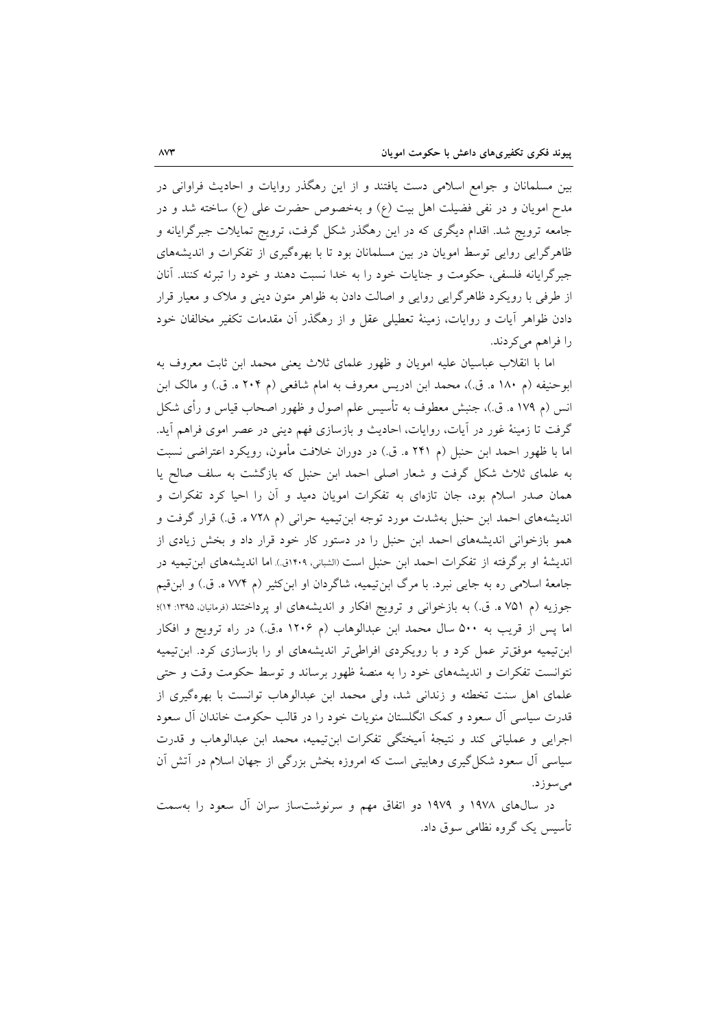بین مسلمانان و جوامع اسلامی دست یافتند و از این رهگذر روایات و احادیث فراوانی در مدح امویان و در نفی فضیلت اهل بیت (ع) و به‌خصوص حضرت علی (ع) ساخته شد و در جامعه ترویج شد. اقدام دیگری که در این رهگذر شکل گرفت، ترویج تمایلات جبرگرایانه و ظاهرگرایی روایی توسط امویان در بین مسلمانان بود تا با بهره‌گیری از تفکرات و اندیشه‌های جبرگرایانه فلسفی، حکومت و جنایات خود را به خدا نسبت دهند و خود را تبرئه کنند. آنان از طرفی با رویکرد ظاهرگرایی روایی و اصالت دادن به ظواهر متون دینی و ملاک و معیار قرار دادن ظواهر آیات و روایات، زمینهٔ تعطیلی عقل و از رهگذر آن مقدمات تکفیر مخالفان خود را فراهم می‌کردند.

اما با انقلاب عباسیان علیه امویان و ظهور علمای ثلاث یعنی محمد ابن ثابت معروف به ابوحنیفه (م ۱۸۰ ه. ق.)، محمد ابن ادریس معروف به امام شافعی (م ۲۰۴ ه. ق.) و مالک ابن انس (م ۱۷۹ ه. ق.)، جنبش معطوف به تأسیس علم اصول و ظهور اصحاب قیاس و رأی شکل گرفت تا زمینهٔ غور در آیات، روایات، احادیث و بازسازی فهم دینی در عصر اموی فراهم آید. اما با ظهور احمد ابن حنبل (م ۲۴۱ ه. ق.) در دوران خلافت مأمون، رویکرد اعتراضی نسبت به علمای ثلاث شکل گرفت و شعار اصلی احمد ابن حنبل که بازگشت به سلف صالح یا همان صدر اسلام بود، جان تازه‌ای به تفکرات امویان دمید و آن را احیا کرد تفکرات و اندیشه‌های احمد ابن حنبل به‌شدت مورد توجه ابن‌تیمیه حرانی (م ۷۲۸ ه. ق.) قرار گرفت و همو بازخوانی اندیشه‌های احمد ابن حنبل را در دستور کار خود قرار داد و بخش زیادی از اندیشهٔ او برگرفته از تفکرات احمد ابن حنبل است (الشبانی، ۱۴۰۹ق.). اما اندیشه‌های ابن‌تیمیه در جامعهٔ اسلامی ره به جایی نبرد. با مرگ ابن‌تیمیه، شاگردان او ابن‌کثیر (م ۷۷۴ ه. ق.) و ابن‌قیم جوزیه (م ۷۵۱ ه. ق.) به بازخوانی و ترویج افکار و اندیشه‌های او پرداختند (فرمانیان، ۱۳۹۵: ۱۴)؛ اما پس از قریب به ۵۰۰ سال محمد ابن عبدالوهاب (م ۱۲۰۶ ه.ق.) در راه ترویج و افکار ابن‌تیمیه موفق‌تر عمل کرد و با رویکردی افراطی‌تر اندیشه‌های او را بازسازی کرد. ابن‌تیمیه نتوانست تفکرات و اندیشه‌های خود را به منصهٔ ظهور برساند و توسط حکومت وقت و حتی علمای اهل سنت تخطئه و زندانی شد، ولی محمد ابن عبدالوهاب توانست با بهره‌گیری از قدرت سیاسی آل سعود و کمک انگلستان منویات خود را در قالب حکومت خاندان آل سعود اجرایی و عملیاتی کند و نتیجهٔ آمیختگی تفکرات ابن‌تیمیه، محمد ابن عبدالوهاب و قدرت سیاسی آل سعود شکل‌گیری وهابیتی است که امروزه بخش بزرگی از جهان اسلام در آتش آن می‌سوزد.

در سال‌های ۱۹۷۸ و ۱۹۷۹ دو اتفاق مهم و سرنوشت‌ساز سران آل سعود را به‌سمت تأسیس یک گروه نظامی سوق داد.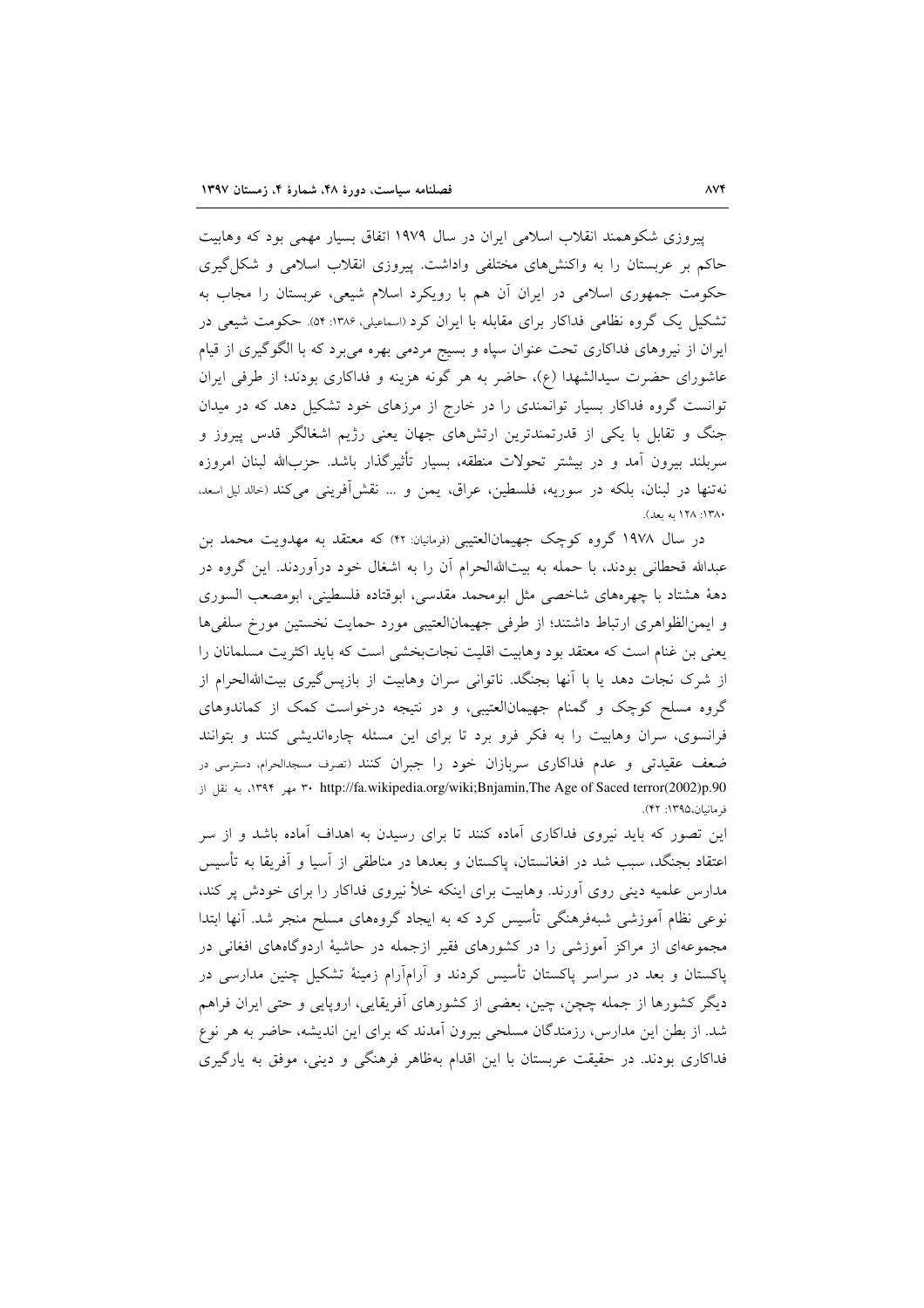پیروزی شکوهمند انقلاب اسلامی ایران در سال ۱۹۷۹ اتفاق بسیار مهمی بود که وهابیت حاکم بر عربستان را به واکنش‌های مختلفی واداشت. پیروزی انقلاب اسلامی و شکل‌گیری حکومت جمهوری اسلامی در ایران آن هم با رویکرد اسلام شیعی، عربستان را مجاب به تشکیل یک گروه نظامی فداکار برای مقابله با ایران کرد (اسماعیلی، ۱۳۸۶: ۵۴). حکومت شیعی در ایران از نیروهای فداکاری تحت عنوان سپاه و بسیج مردمی بهره می‌برد که با الگوگیری از قیام عاشورای حضرت سیدالشهدا (ع)، حاضر به هر گونه هزینه و فداکاری بودند؛ از طرفی ایران توانست گروه فداکار بسیار توانمندی را در خارج از مرزهای خود تشکیل دهد که در میدان جنگ و تقابل با یکی از قدرتمندترین ارتش‌های جهان یعنی رژیم اشغالگر قدس پیروز و سربلند بیرون آمد و در بیشتر تحولات منطقه، بسیار تأثیرگذار باشد. حزب‌الله لبنان امروزه نه‌تنها در لبنان، بلکه در سوریه، فلسطین، عراق، یمن و ... نقش‌آفرینی می‌کند (خالد لیل اسعد، ۱۳۸۰: ۱۲۸ به بعد).

در سال ۱۹۷۸ گروه کوچک جهیمان‌العتیبی (فرمانیان: ۴۲) که معتقد به مهدویت محمد بن عبدالله قحطانی بودند، با حمله به بیت‌الله‌الحرام آن را به اشغال خود درآوردند. این گروه در دهۀ هشتاد با چهره‌های شاخصی مثل ابومحمد مقدسی، ابوقتاده فلسطینی، ابومصعب السوری و ایمن‌الظواهری ارتباط داشتند؛ از طرفی جهیمان‌العتیبی مورد حمایت نخستین مورخ سلفی‌ها یعنی بن غنام است که معتقد بود وهابیت اقلیت نجات‌بخشی است که باید اکثریت مسلمانان را از شرک نجات دهد یا با آنها بجنگد. ناتوانی سران وهابیت از بازپس‌گیری بیت‌الله‌الحرام از گروه مسلح کوچک و گمنام جهیمان‌العتیبی، و در نتیجه درخواست کمک از کماندوهای فرانسوی، سران وهابیت را به فکر فرو برد تا برای این مسئله چاره‌اندیشی کنند و بتوانند ضعف عقیدتی و عدم فداکاری سربازان خود را جبران کنند (تصرف مسجدالحرام، دسترسی در ۳۰ مهر ۱۳۹۴، http://fa.wikipedia.org/wiki;Bnjamin,The Age of Saced terror(2002)p.90 به نقل از فرمانیان،۱۳۹۵: ۴۲).

این تصور که باید نیروی فداکاری آماده کنند تا برای رسیدن به اهداف آماده باشد و از سر اعتقاد بجنگد، سبب شد در افغانستان، پاکستان و بعدها در مناطقی از آسیا و آفریقا به تأسیس مدارس علمیه دینی روی آورند. وهابیت برای اینکه خلأ نیروی فداکار را برای خودش پر کند، نوعی نظام آموزشی شبه‌فرهنگی تأسیس کرد که به ایجاد گروه‌های مسلح منجر شد. آنها ابتدا مجموعه‌ای از مراکز آموزشی را در کشورهای فقیر ازجمله در حاشیۀ اردوگاه‌های افغانی در پاکستان و بعد در سراسر پاکستان تأسیس کردند و آرام‌آرام زمینۀ تشکیل چنین مدارسی در دیگر کشورها از جمله چچن، چین، بعضی از کشورهای آفریقایی، اروپایی و حتی ایران فراهم شد. از بطن این مدارس، رزمندگان مسلحی بیرون آمدند که برای این اندیشه، حاضر به هر نوع فداکاری بودند. در حقیقت عربستان با این اقدام به‌ظاهر فرهنگی و دینی، موفق به یارگیری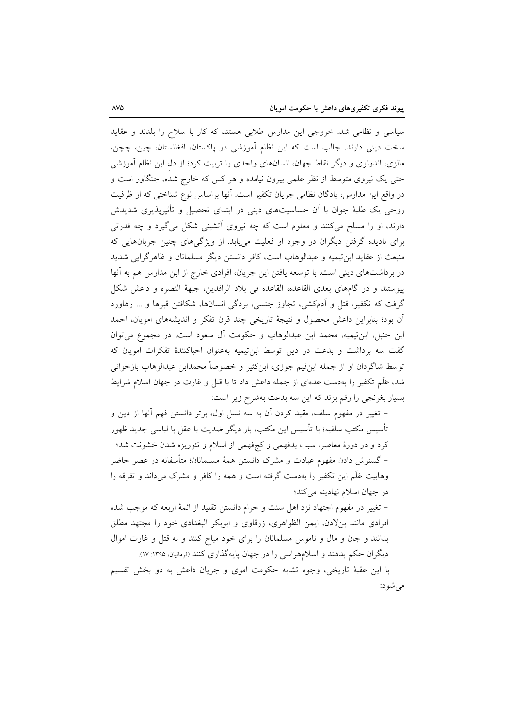سیاسی و نظامی شد. خروجی این مدارس طلابی هستند که کار با سلاح را بلدند و عقاید سخت دینی دارند. جالب است که این نظام آموزشی در پاکستان، افغانستان، چین، چچن، مالزی، اندونزی و دیگر نقاط جهان، انسان‌های واحدی را تربیت کرد؛ از دل این نظام آموزشی حتی یک نیروی متوسط از نظر علمی بیرون نیامده و هر کس که خارج شده، جنگاور است و در واقع این مدارس، پادگان نظامی جریان تکفیر است. آنها براساس نوع شناختی که از ظرفیت روحی یک طلبهٔ جوان با آن حساسیت‌های دینی در ابتدای تحصیل و تأثیرپذیری شدیدش دارند، او را مسلح می‌کنند و معلوم است که چه نیروی آتشینی شکل می‌گیرد و چه قدرتی برای نادیده گرفتن دیگران در وجود او فعلیت می‌یابد. از ویژگی‌های چنین جریان‌هایی که منبعث از عقاید ابن‌تیمیه و عبدالوهاب است، کافر دانستن دیگر مسلمانان و ظاهرگرایی شدید در برداشت‌های دینی است. با توسعه یافتن این جریان، افرادی خارج از این مدارس هم به آنها پیوستند و در گام‌های بعدی القاعده، القاعده فی بلاد الرافدین، جبههٔ النصره و داعش شکل گرفت که تکفیر، قتل و آدم‌کشی، تجاوز جنسی، بردگی انسان‌ها، شکافتن قبرها و ... رهاورد آن بود؛ بنابراین داعش محصول و نتیجهٔ تاریخی چند قرن تفکر و اندیشه‌های امویان، احمد ابن حنبل، ابن‌تیمیه، محمد ابن عبدالوهاب و حکومت آل سعود است. در مجموع می‌توان گفت سه برداشت و بدعت در دین توسط ابن‌تیمیه به‌عنوان احیاکنندهٔ تفکرات امویان که توسط شاگردان او از جمله ابن‌قیم جوزی، ابن‌کثیر و خصوصاً محمدابن عبدالوهاب بازخوانی شد، عَلَم تکفیر را به‌دست عده‌ای از جمله داعش داد تا با قتل و غارت در جهان اسلام شرایط بسیار بغرنجی را رقم بزند که این سه بدعت به‌شرح زیر است:

- تغییر در مفهوم سلف، مقید کردن آن به سه نسل اول، برتر دانستن فهم آنها از دین و تأسیس مکتب سلفیه؛ با تأسیس این مکتب، بار دیگر ضدیت با عقل با لباسی جدید ظهور کرد و در دورهٔ معاصر، سبب بدفهمی و کج‌فهمی از اسلام و تئوریزه شدن خشونت شد؛
- گسترش دادن مفهوم عبادت و مشرک دانستن همهٔ مسلمانان؛ متأسفانه در عصر حاضر وهابیت عَلَم این تکفیر را به‌دست گرفته است و همه را کافر و مشرک می‌داند و تفرقه را در جهان اسلام نهادینه می‌کند؛
- تغییر در مفهوم اجتهاد نزد اهل سنت و حرام دانستن تقلید از ائمهٔ اربعه که موجب شده افرادی مانند بن‌لادن، ایمن الظواهری، زرقاوی و ابوبکر البغدادی خود را مجتهد مطلق بدانند و جان و مال و ناموس مسلمانان را برای خود مباح کنند و به قتل و غارت اموال دیگران حکم بدهند و اسلام‌هراسی را در جهان پایه‌گذاری کنند (فرمانیان، ۱۳۹۵: ۱۷).

با این عقبهٔ تاریخی، وجوه تشابه حکومت اموی و جریان داعش به دو بخش تقسیم می‌شود: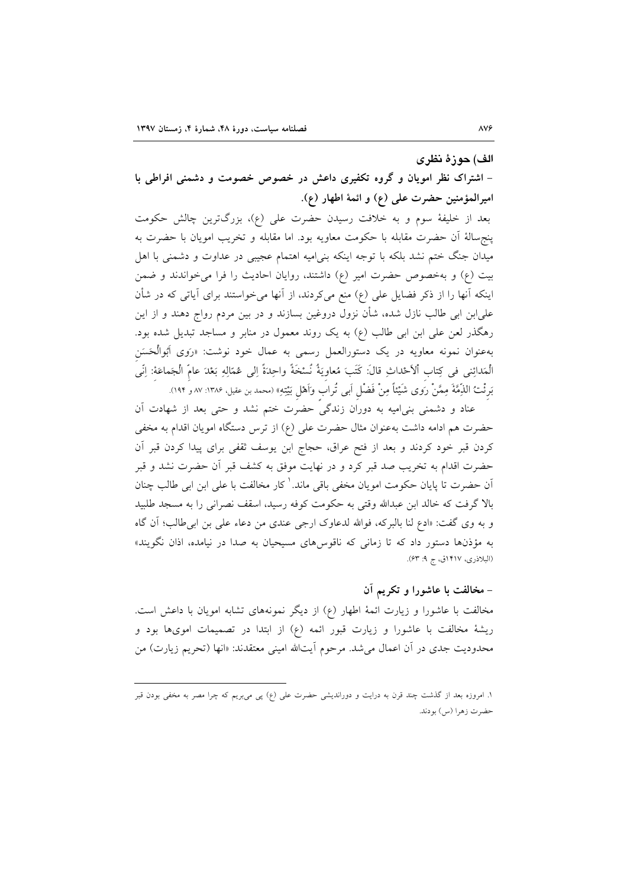## الف) حوزهٔ نظری

### - اشتراک نظر امویان و گروه تکفیری داعش در خصوص خصومت و دشمنی افراطی با امیرالمؤمنین حضرت علی (ع) و ائمهٔ اطهار (ع).

بعد از خلیفهٔ سوم و به خلافت رسیدن حضرت علی (ع)، بزرگ‌ترین چالش حکومت پنج‌سالهٔ آن حضرت مقابله با حکومت معاویه بود. اما مقابله و تخریب امویان با حضرت به میدان جنگ ختم نشد بلکه با توجه اینکه بنی‌امیه اهتمام عجیبی در عداوت و دشمنی با اهل بیت (ع) و به‌خصوص حضرت امیر (ع) داشتند، روایان احادیث را فرا می‌خواندند و ضمن اینکه آنها را از ذکر فضایل علی (ع) منع می‌کردند، از آنها می‌خواستند برای آیاتی که در شأن علی‌ابن ابی طالب نازل شده، شأن نزول دروغین بسازند و در بین مردم رواج دهند و از این رهگذر لعن علی ابن ابی طالب (ع) به یک روند معمول در منابر و مساجد تبدیل شده بود. به‌عنوان نمونه معاویه در یک دستورالعمل رسمی به عمال خود نوشت: «رَوی أَبوالْحَسَنِ الْمَدائِنی فی کِتابِ ألاَحْداثِ قالَ: کَتَبَ مُعاوِیَةُ نُسْخَةً واحِدَةً إِلی عُمّالِهِ بَعْدَ عامّ الْجَماعَةِ: اِنّی بَرِئْتُ الذِّمَّةَ مِمَّنْ رَوی شَیْئاً مِنْ فَضْلِ اَبی تُرابٍ وَاَهْلِ بَیْتِهِ» (محمد بن عقیل، ۱۳۸۶: ۸۷ و ۱۹۴).

عناد و دشمنی بنی‌امیه به دوران زندگی حضرت ختم نشد و حتی بعد از شهادت آن حضرت هم ادامه داشت به‌عنوان مثال حضرت علی (ع) از ترس دستگاه امویان اقدام به مخفی کردن قبر خود کردند و بعد از فتح عراق، حجاج ابن یوسف ثقفی برای پیدا کردن قبر آن حضرت اقدام به تخریب صد قبر کرد و در نهایت موفق به کشف قبر آن حضرت نشد و قبر آن حضرت تا پایان حکومت امویان مخفی باقی ماند.[1] کار مخالفت با علی ابن ابی طالب چنان بالا گرفت که خالد ابن عبدالله وقتی به حکومت کوفه رسید، اسقف نصرانی را به مسجد طلبید و به وی گفت: «ادع لنا بالبرکه، فوالله لدعاوک ارجی عندی من دعاء علی بن ابی‌طالب؛ آن گاه به مؤذن‌ها دستور داد که تا زمانی که ناقوس‌های مسیحیان به صدا در نیامده، اذان نگویند» (البلاذری، ۱۴۱۷ق، ج ۹: ۶۳).

### - مخالفت با عاشورا و تکریم آن

مخالفت با عاشورا و زیارت ائمهٔ اطهار (ع) از دیگر نمونه‌های تشابه امویان با داعش است. ریشهٔ مخالفت با عاشورا و زیارت قبور ائمه (ع) از ابتدا در تصمیمات اموی‌ها بود و محدودیت جدی در آن اعمال می‌شد. مرحوم آیت‌الله امینی معتقدند: «انها (تحریم زیارت) من

---

۱. امروزه بعد از گذشت چند قرن به درایت و دوراندیشی حضرت علی (ع) پی می‌بریم که چرا مصر به مخفی بودن قبر حضرت زهرا (س) بودند.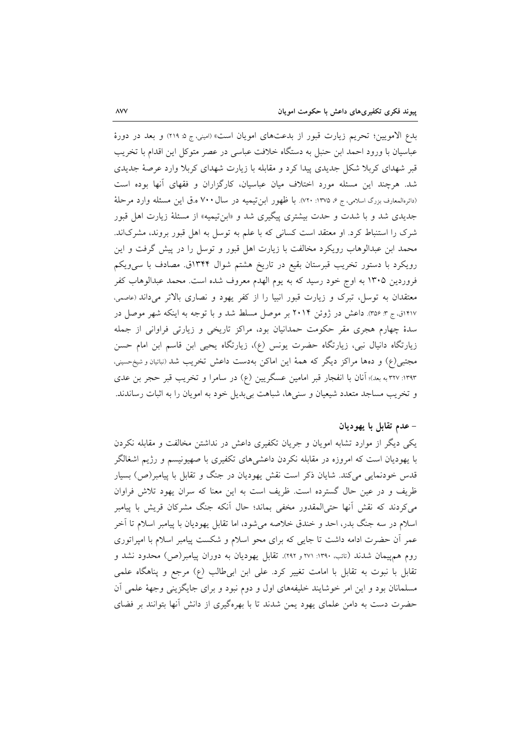بدع الاموبین؛ تحریم زیارت قبور از بدعت‌های امویان است» (امینی، ج ۵: ۲۱۹) و بعد در دورهٔ عباسیان با ورود احمد ابن حنبل به دستگاه خلافت عباسی در عصر متوکل این اقدام با تخریب قبر شهدای کربلا شکل جدیدی پیدا کرد و مقابله با زیارت شهدای کربلا وارد عرصهٔ جدیدی شد. هرچند این مسئله مورد اختلاف میان عباسیان، کارگزاران و فقهای آنها بوده است (دائرةالمعارف بزرگ اسلامی، ج ۶، ۱۳۷۵: ۷۲۰). با ظهور ابن‌تیمیه در سال ۷۰۰ ه.ق این مسئله وارد مرحلهٔ جدیدی شد و با شدت و حدت بیشتری پیگیری شد و «ابن‌تیمیه» از مسئلهٔ زیارت اهل قبور شرک را استنباط کرد. او معتقد است کسانی که با علم به توسل به اهل قبور بروند، مشرک‌اند. محمد ابن عبدالوهاب رویکرد مخالفت با زیارت اهل قبور و توسل را در پیش گرفت و این رویکرد با دستور تخریب قبرستان بقیع در تاریخ هشتم شوال ۱۳۴۴ق. مصادف با سی‌ویکم فروردین ۱۳۰۵ به اوج خود رسید که به یوم الهدم معروف شده است. محمد عبدالوهاب کفر معتقدان به توسل، تبرک و زیارت قبور انبیا را از کفر یهود و نصاری بالاتر می‌داند (عاصمی، ۱۴۱۷ق، ج ۳: ۳۵۶). داعش در ژوئن ۲۰۱۴ بر موصل مسلط شد و با توجه به اینکه شهر موصل در سدهٔ چهارم هجری مقر حکومت حمدانیان بود، مراکز تاریخی و زیارتی فراوانی از جمله زیارتگاه دانیال نبی، زیارتگاه حضرت یونس (ع)، زیارتگاه یحیی ابن قاسم ابن امام حسن مجتبی(ع) و ده‌ها مراکز دیگر که همهٔ این اماکن به‌دست داعش تخریب شد (نباتیان و شیخ‌حسینی، ۱۳۹۳: ۳۲۷ به بعد)؛ آنان با انفجار قبر امامین عسگریین (ع) در سامرا و تخریب قبر حجر بن عدی و تخریب مساجد متعدد شیعیان و سنی‌ها، شباهت بی‌بدیل خود به امویان را به اثبات رساندند.

### - عدم تقابل با یهودیان

یکی دیگر از موارد تشابه امویان و جریان تکفیری داعش در نداشتن مخالفت و مقابله نکردن با یهودیان است که امروزه در مقابله نکردن داعشی‌های تکفیری با صهیونیسم و رژیم اشغالگر قدس خودنمایی می‌کند. شایان ذکر است نقش یهودیان در جنگ و تقابل با پیامبر(ص) بسیار ظریف و در عین حال گسترده است. ظریف است به این معنا که سران یهود تلاش فراوان می‌کردند که نقش آنها حتی‌المقدور مخفی بماند؛ حال آنکه جنگ مشرکان قریش با پیامبر اسلام در سه جنگ بدر، احد و خندق خلاصه می‌شود، اما تقابل یهودیان با پیامبر اسلام تا آخر عمر آن حضرت ادامه داشت تا جایی که برای محو اسلام و شکست پیامبر اسلام با امپراتوری روم هم‌پیمان شدند (تائب، ۱۳۹۰: ۲۷۱ و ۲۹۲). تقابل یهودیان به دوران پیامبر(ص) محدود نشد و تقابل با نبوت به تقابل با امامت تغییر کرد. علی ابن ابی‌طالب (ع) مرجع و پناهگاه علمی مسلمانان بود و این امر خوشایند خلیفه‌های اول و دوم نبود و برای جایگزینی وجههٔ علمی آن حضرت دست به دامن علمای یهود یمن شدند تا با بهره‌گیری از دانش آنها بتوانند بر فضای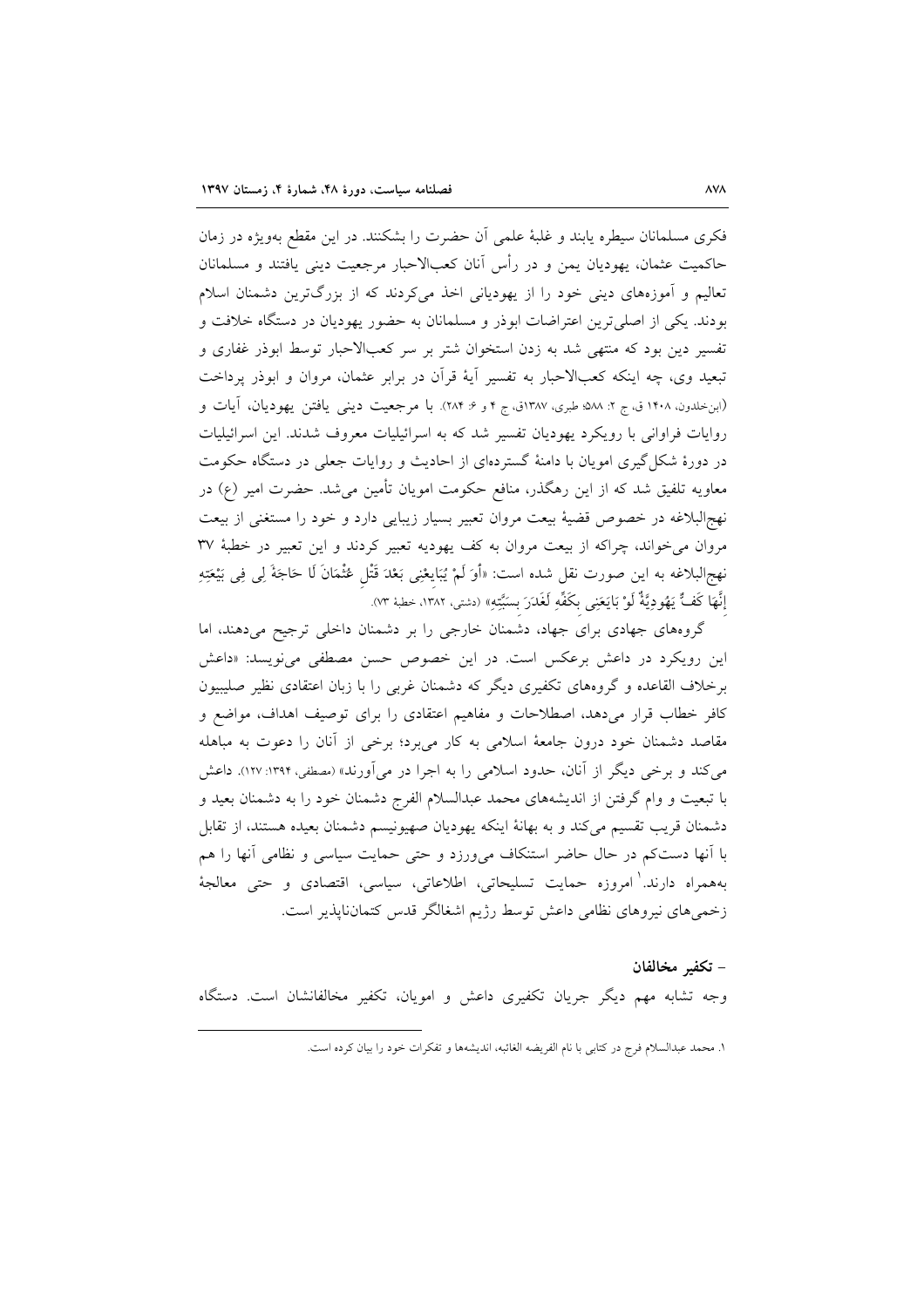فکری مسلمانان سیطره یابند و غلبهٔ علمی آن حضرت را بشکنند. در این مقطع به‌ویژه در زمان حاکمیت عثمان، یهودیان یمن و در رأس آنان کعب‌الاحبار مرجعیت دینی یافتند و مسلمانان تعالیم و آموزه‌های دینی خود را از یهودیانی اخذ می‌کردند که از بزرگ‌ترین دشمنان اسلام بودند. یکی از اصلی‌ترین اعتراضات ابوذر و مسلمانان به حضور یهودیان در دستگاه خلافت و تفسیر دین بود که منتهی شد به زدن استخوان شتر بر سر کعب‌الاحبار توسط ابوذر غفاری و تبعید وی، چه اینکه کعب‌الاحبار به تفسیر آیهٔ قرآن در برابر عثمان، مروان و ابوذر پرداخت (ابن‌خلدون، ۱۴۰۸ ق، ج ۲: ۵۸۸؛ طبری، ۱۳۸۷ق، ج ۴ و ۶: ۲۸۴). با مرجعیت دینی یافتن یهودیان، آیات و روایات فراوانی با رویکرد یهودیان تفسیر شد که به اسرائیلیات معروف شدند. این اسرائیلیات در دورهٔ شکل‌گیری امویان با دامنهٔ گسترده‌ای از احادیث و روایات جعلی در دستگاه حکومت معاویه تلفیق شد که از این رهگذر، منافع حکومت امویان تأمین می‌شد. حضرت امیر (ع) در نهج‌البلاغه در خصوص قضیهٔ بیعت مروان تعبیر بسیار زیبایی دارد و خود را مستغنی از بیعت مروان می‌خواند، چراکه از بیعت مروان به کف یهودیه تعبیر کردند و این تعبیر در خطبهٔ ۳۷ نهج‌البلاغه به این صورت نقل شده است: «أَوَ لَمْ يُبَايِعْنِي بَعْدَ قَتْلِ عُثْمَانَ لَا حَاجَةَ لِي فِي بَيْعَتِهِ إِنَّهَا كَفٌّ يَهُودِيَّةٌ لَوْ بَايَعَنِي بِكَفِّهِ لَغَدَرَ بِسَبَّتِهِ» (دشتی، ۱۳۸۲، خطبهٔ ۷۳).

گروه‌های جهادی برای جهاد، دشمنان خارجی را بر دشمنان داخلی ترجیح می‌دهند، اما این رویکرد در داعش برعکس است. در این خصوص حسن مصطفی می‌نویسد: «داعش برخلاف القاعده و گروه‌های تکفیری دیگر که دشمنان غربی را با زبان اعتقادی نظیر صلیبیون کافر خطاب قرار می‌دهد، اصطلاحات و مفاهیم اعتقادی را برای توصیف اهداف، مواضع و مقاصد دشمنان خود درون جامعهٔ اسلامی به کار می‌برد؛ برخی از آنان را دعوت به مباهله می‌کند و برخی دیگر از آنان، حدود اسلامی را به اجرا در می‌آورند» (مصطفی، ۱۳۹۴: ۱۲۷). داعش با تبعیت و وام گرفتن از اندیشه‌های محمد عبدالسلام الفرج دشمنان خود را به دشمنان بعید و دشمنان قریب تقسیم می‌کند و به بهانهٔ اینکه یهودیان صهیونیسم دشمنان بعیده هستند، از تقابل با آنها دست‌کم در حال حاضر استنکاف می‌ورزد و حتی حمایت سیاسی و نظامی آنها را هم به‌همراه دارند.[1] امروزه حمایت تسلیحاتی، اطلاعاتی، سیاسی، اقتصادی و حتی معالجهٔ زخمی‌های نیروهای نظامی داعش توسط رژیم اشغالگر قدس کتمان‌ناپذیر است.

### – تکفیر مخالفان

وجه تشابه مهم دیگر جریان تکفیری داعش و امویان، تکفیر مخالفانشان است. دستگاه

---

[1] محمد عبدالسلام فرج در کتابی با نام الفریضه الغائبه، اندیشه‌ها و تفکرات خود را بیان کرده است.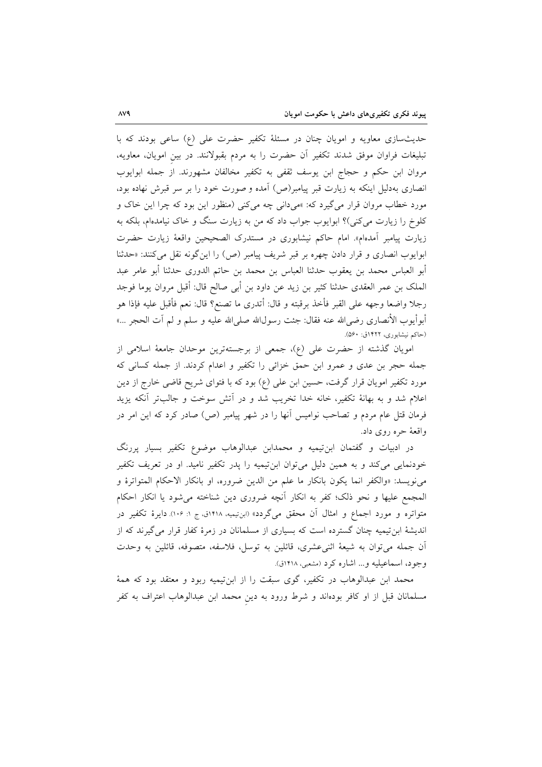حدیث‌سازی معاویه و امویان چنان در مسئلهٔ تکفیر حضرت علی (ع) ساعی بودند که با تبلیغات فراوان موفق شدند تکفیر آن حضرت را به مردم بقبولانند. در بینِ امویان، معاویه، مروان ابن حکم و حجاج ابن یوسف ثقفی به تکفیرِ مخالفان مشهورند. از جمله ابوایوب انصاری به‌دلیل اینکه به زیارت قبر پیامبر(ص) آمده و صورت خود را بر سر قبرش نهاده بود، مورد خطاب مروان قرار می‌گیرد که: «می‌دانی چه می‌کنی (منظور این بود که چرا این خاک و کلوخ را زیارت می‌کنی)؟ ابوایوب جواب داد که من به زیارت سنگ و خاک نیامده‌ام، بلکه به زیارت پیامبر آمده‌ام». امام حاکم نیشابوری در مستدرک الصحیحین واقعهٔ زیارت حضرت ابوایوب انصاری و قرار دادن چهره بر قبر شریف پیامبر (ص) را این‌گونه نقل می‌کنند: «حدثنا أبو العباس محمد بن یعقوب حدثنا العباس بن محمد بن حاتم الدوری حدثنا أبو عامر عبد الملک بن عمر العقدی حدثنا کثیر بن زید عن داود بن أبی صالح قال: أقبل مروان یوما فوجد رجلا واضعا وجهه علی القبر فأخذ برقبته و قال: أتدری ما تصنع؟ قال: نعم فأقبل علیه فإذا هو أبوأیوب الأنصاری رضی‌الله عنه فقال: جئت رسول‌الله صلی‌الله علیه و سلم و لم آت الحجر ...» (حاکم نیشابوری، ۱۴۲۲ق: ۵۶۰).

امویان گذشته از حضرت علی (ع)، جمعی از برجسته‌ترین موحدان جامعهٔ اسلامی از جمله حجر بن عدی و عمرو ابن حمق خزائی را تکفیر و اعدام کردند. از جمله کسانی که مورد تکفیر امویان قرار گرفت، حسین ابن علی (ع) بود که با فتوای شریح قاضی خارج از دین اعلام شد و به بهانهٔ تکفیر، خانه خدا تخریب شد و در آتش سوخت و جالب‌تر آنکه یزید فرمان قتل عام مردم و تصاحب نوامیس آنها را در شهر پیامبر (ص) صادر کرد که این امر در واقعهٔ حره روی داد.

در ادبیات و گفتمان ابن‌تیمیه و محمدابن عبدالوهاب موضوع تکفیر بسیار پررنگ خودنمایی می‌کند و به همین دلیل می‌توان ابن‌تیمیه را پدر تکفیر نامید. او در تعریف تکفیر می‌نویسد: «والکفر انما یکون بانکار ما علم من الدین ضروره، او بانکار الاحکام المتواترهٔ و المجمع علیها و نحو ذلک؛ کفر به انکار آنچه ضروری دین شناخته می‌شود یا انکار احکام متواتره و مورد اجماع و امثال آن محقق می‌گردد» (ابن‌تیمیه، ۱۴۱۸ق، ج ۱: ۱۰۶). دایرهٔ تکفیر در اندیشهٔ ابن‌تیمیه چنان گسترده است که بسیاری از مسلمانان در زمرهٔ کفار قرار می‌گیرند که از آن جمله می‌توان به شیعهٔ اثنی‌عشری، قائلین به توسل، فلاسفه، متصوفه، قائلین به وحدت وجود، اسماعیلیه و... اشاره کرد (مشعبی، ۱۴۱۸ق).

محمد ابن عبدالوهاب در تکفیر، گوی سبقت را از ابن‌تیمیه ربود و معتقد بود که همهٔ مسلمانان قبل از او کافر بوده‌اند و شرط ورود به دینِ محمد ابن عبدالوهاب اعتراف به کفر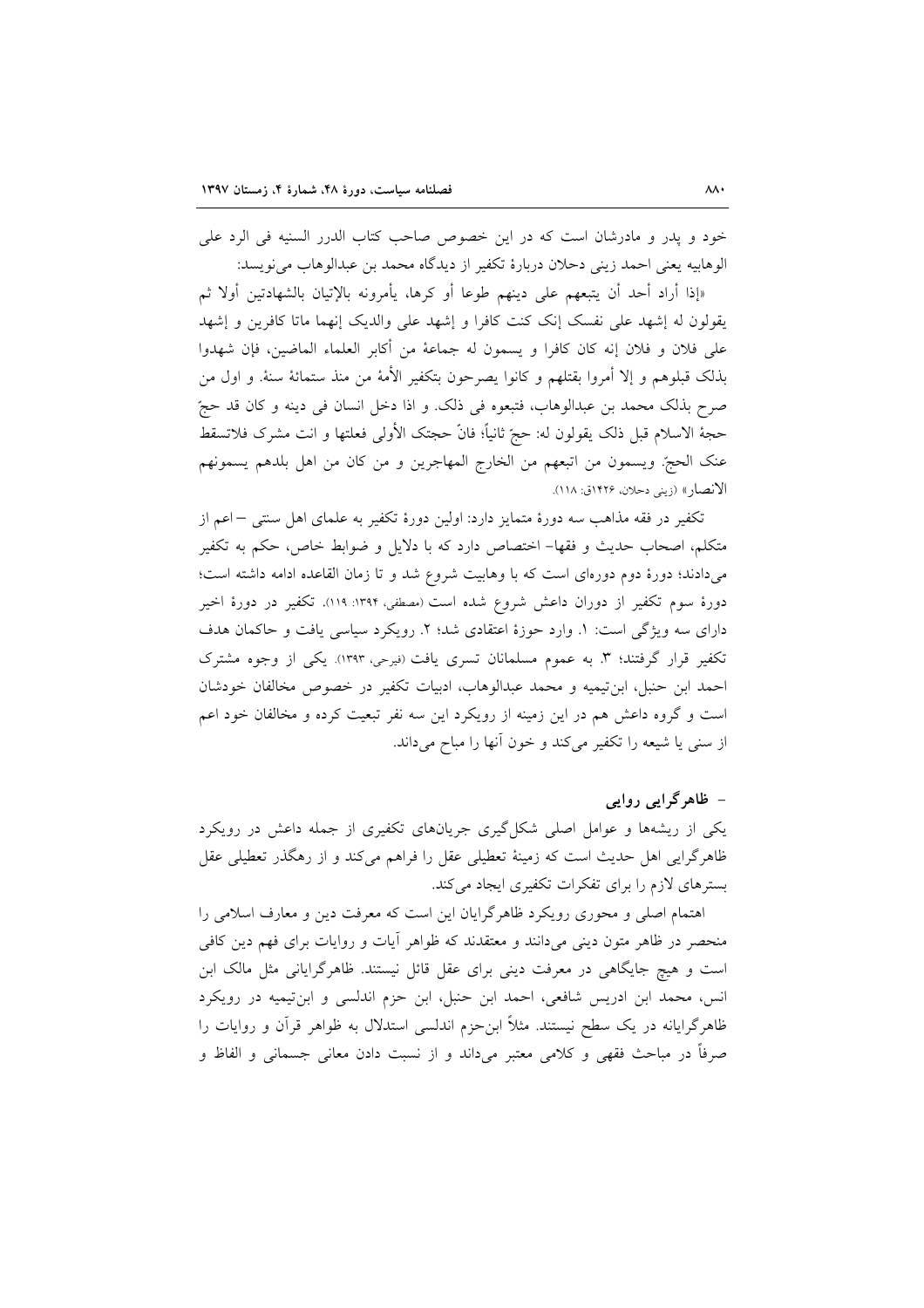خود و پدر و مادرشان است که در این خصوص صاحب کتاب الدرر السنیه فی الرد علی الوهابیه یعنی احمد زینی دحلان دربارۀ تکفیر از دیدگاه محمد بن عبدالوهاب می‌نویسد:

«إذا أراد أحد أن یتبعهم علی دینهم طوعا أو کرها، یأمرونه بالإتیان بالشهادتین أولا ثم یقولون له إشهد علی نفسک إنک کنت کافرا و إشهد علی والدیک إنهما ماتا کافرین و إشهد علی فلان و فلان إنه کان کافرا و یسمون له جماعة من أکابر العلماء الماضین، فإن شهدوا بذلک قبلوهم و إلا أمروا بقتلهم و کانوا یصرحون بتکفیر الأمة من منذ ستمائة سنة. و اول من صرح بذلک محمد بن عبدالوهاب، فتبعوه فی ذلک. و اذا دخل انسان فی دینه و کان قد حجّ حجة الاسلام قبل ذلک یقولون له: حجّ ثانیاً؛ فانّ حجتک الأولی فعلتها و انت مشرک فلاتسقط عنک الحجّ. ویسمون من اتبعهم من الخارج المهاجرین و من کان من اهل بلدهم یسمونهم الانصار» (زینی دحلان، ۱۴۲۶ق: ۱۱۸).

تکفیر در فقه مذاهب سه دورۀ متمایز دارد: اولین دورۀ تکفیر به علمای اهل سنتی –اعم از متکلم، اصحاب حدیث و فقها- اختصاص دارد که با دلایل و ضوابط خاص، حکم به تکفیر می‌دادند؛ دورۀ دوم دوره‌ای است که با وهابیت شروع شد و تا زمان القاعده ادامه داشته است؛ دورۀ سوم تکفیر از دوران داعش شروع شده است (مصطفی، ۱۳۹۴: ۱۱۹). تکفیر در دورۀ اخیر دارای سه ویژگی است: ۱. وارد حوزۀ اعتقادی شد؛ ۲. رویکرد سیاسی یافت و حاکمان هدف تکفیر قرار گرفتند؛ ۳. به عموم مسلمانان تسری یافت (فیرحی، ۱۳۹۳). یکی از وجوه مشترک احمد ابن حنبل، ابن‌تیمیه و محمد عبدالوهاب، ادبیات تکفیر در خصوص مخالفان خودشان است و گروه داعش هم در این زمینه از رویکرد این سه نفر تبعیت کرده و مخالفان خود اعم از سنی یا شیعه را تکفیر می‌کند و خون آنها را مباح می‌داند.

### - ظاهرگرایی روایی

یکی از ریشه‌ها و عوامل اصلی شکل‌گیری جریان‌های تکفیری از جمله داعش در رویکرد ظاهرگرایی اهل حدیث است که زمینۀ تعطیلی عقل را فراهم می‌کند و از رهگذر تعطیلی عقل بسترهای لازم را برای تفکرات تکفیری ایجاد می‌کند.

اهتمام اصلی و محوری رویکرد ظاهرگرایان این است که معرفت دین و معارف اسلامی را منحصر در ظاهر متون دینی می‌دانند و معتقدند که ظواهر آیات و روایات برای فهم دین کافی است و هیچ جایگاهی در معرفت دینی برای عقل قائل نیستند. ظاهرگرایانی مثل مالک ابن انس، محمد ابن ادریس شافعی، احمد ابن حنبل، ابن حزم اندلسی و ابن‌تیمیه در رویکرد ظاهرگرایانه در یک سطح نیستند. مثلاً ابن‌حزم اندلسی استدلال به ظواهر قرآن و روایات را صرفاً در مباحث فقهی و کلامی معتبر می‌داند و از نسبت دادن معانی جسمانی و الفاظ و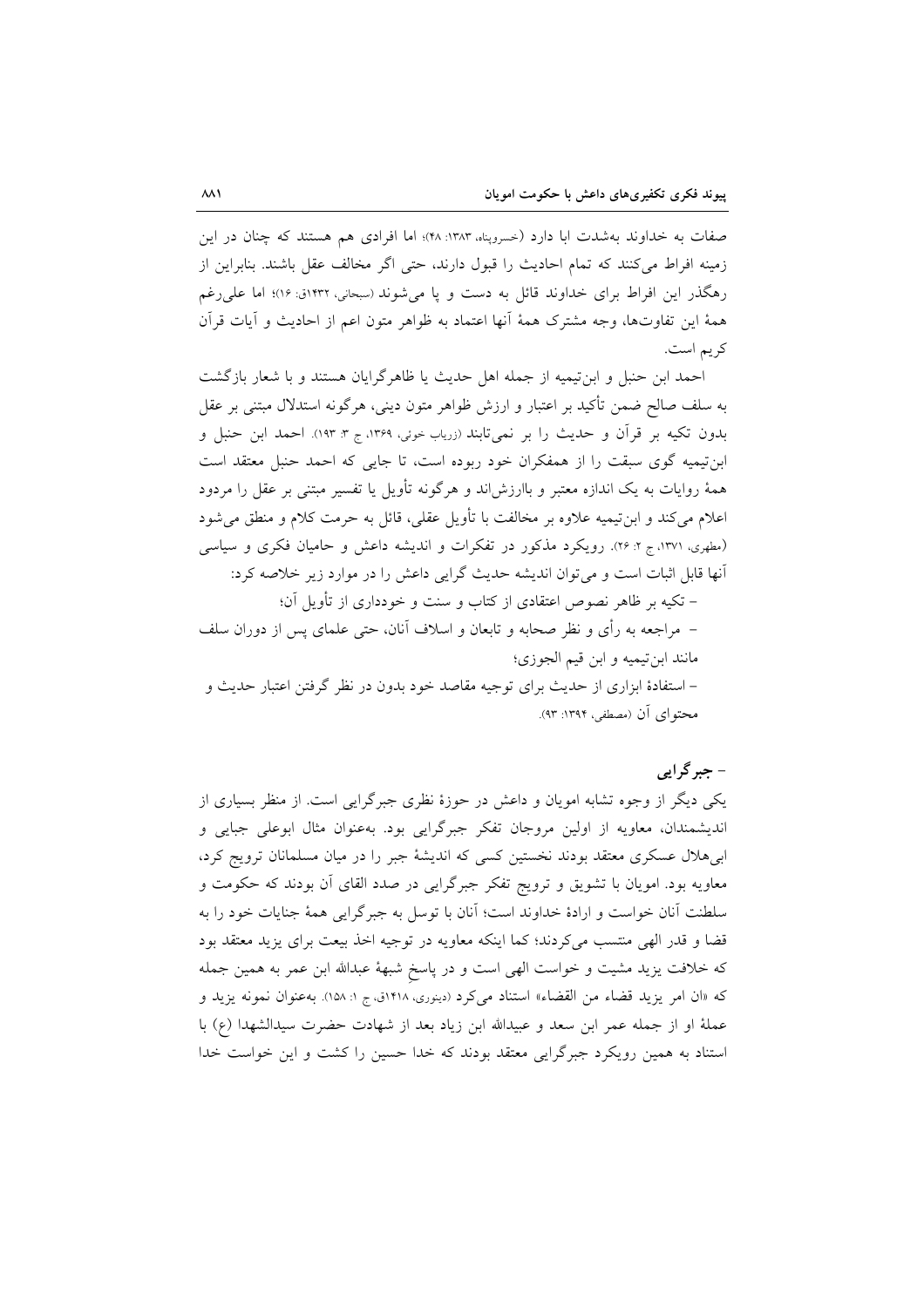صفات به خداوند به‌شدت ابا دارد (خسروپناه، ۱۳۸۳: ۴۸)؛ اما افرادی هم هستند که چنان در این زمینه افراط می‌کنند که تمام احادیث را قبول دارند، حتی اگر مخالف عقل باشند. بنابراین از رهگذر این افراط برای خداوند قائل به دست و پا می‌شوند (سبحانی، ۱۴۳۲ق: ۱۶)؛ اما علی‌رغم همهٔ این تفاوت‌ها، وجه مشترک همهٔ آنها اعتماد به ظواهر متون اعم از احادیث و آیات قرآن کریم است.

احمد ابن حنبل و ابن‌تیمیه از جمله اهل حدیث یا ظاهرگرایان هستند و با شعار بازگشت به سلف صالح ضمن تأکید بر اعتبار و ارزش ظواهر متون دینی، هرگونه استدلال مبتنی بر عقل بدون تکیه بر قرآن و حدیث را بر نمی‌تابند (زریاب خوئی، ۱۳۶۹، ج ۳: ۱۹۳). احمد ابن حنبل و ابن‌تیمیه گوی سبقت را از همفکران خود ربوده است، تا جایی که احمد حنبل معتقد است همهٔ روایات به یک اندازه معتبر و باارزش‌اند و هرگونه تأویل یا تفسیر مبتنی بر عقل را مردود اعلام می‌کند و ابن‌تیمیه علاوه بر مخالفت با تأویل عقلی، قائل به حرمت کلام و منطق می‌شود (مطهری، ۱۳۷۱، ج ۲: ۲۶). رویکرد مذکور در تفکرات و اندیشه داعش و حامیان فکری و سیاسی آنها قابل اثبات است و می‌توان اندیشه حدیث گرایی داعش را در موارد زیر خلاصه کرد:

- تکیه بر ظاهر نصوص اعتقادی از کتاب و سنت و خودداری از تأویل آن؛
- مراجعه به رأی و نظر صحابه و تابعان و اسلاف آنان، حتی علمای پس از دوران سلف مانند ابن‌تیمیه و ابن قیم الجوزی؛
- استفادهٔ ابزاری از حدیث برای توجیه مقاصد خود بدون در نظر گرفتن اعتبار حدیث و محتوای آن (مصطفی، ۱۳۹۴: ۹۳).

### - جبرگرایی

یکی دیگر از وجوه تشابه امویان و داعش در حوزهٔ نظری جبرگرایی است. از منظر بسیاری از اندیشمندان، معاویه از اولین مروجان تفکر جبرگرایی بود. به‌عنوان مثال ابوعلی جبایی و ابی‌هلال عسکری معتقد بودند نخستین کسی که اندیشهٔ جبر را در میان مسلمانان ترویج کرد، معاویه بود. امویان با تشویق و ترویج تفکر جبرگرایی در صدد القای آن بودند که حکومت و سلطنت آنان خواست و ارادهٔ خداوند است؛ آنان با توسل به جبرگرایی همهٔ جنایات خود را به قضا و قدر الهی منتسب می‌کردند؛ کما اینکه معاویه در توجیه اخذ بیعت برای یزید معتقد بود که خلافت یزید مشیت و خواست الهی است و در پاسخ شبههٔ عبدالله ابن عمر به همین جمله که «ان امر یزید قضاء من القضاء» استناد می‌کرد (دینوری، ۱۴۱۸ق، ج ۱: ۱۵۸). به‌عنوان نمونه یزید و عملهٔ او از جمله عمر ابن سعد و عبیدالله ابن زیاد بعد از شهادت حضرت سیدالشهدا (ع) با استناد به همین رویکرد جبرگرایی معتقد بودند که خدا حسین را کشت و این خواست خدا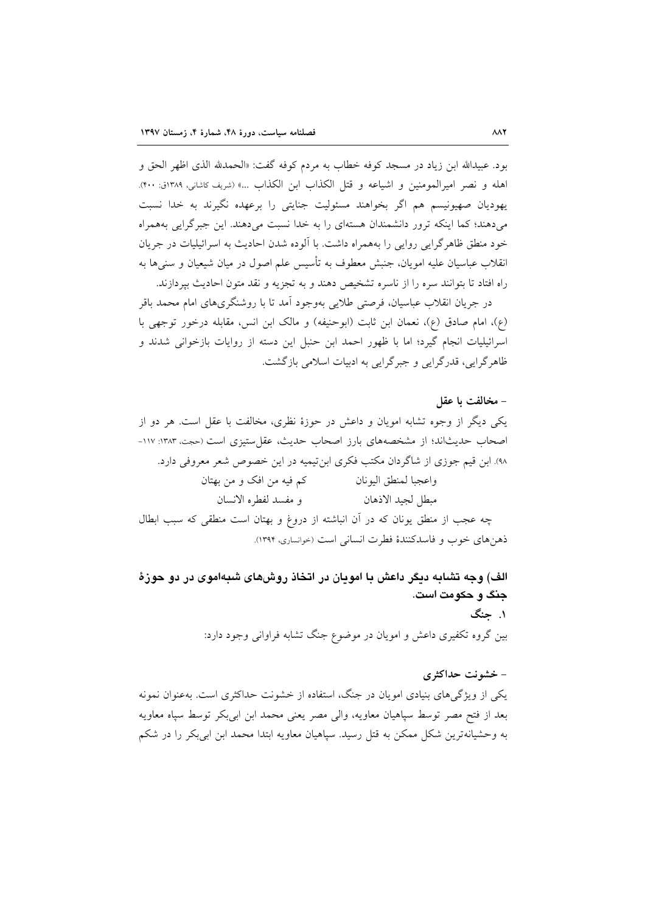بود. عبیدالله ابن زیاد در مسجد کوفه خطاب به مردم کوفه گفت: «الحمدلله الذی اظهر الحق و اهله و نصر امیرالمومنین و اشیاعه و قتل الکذاب ابن الکذاب ...» (شریف کاشانی، ۱۳۸۹ق: ۴۰۰). یهودیان صهیونیسم هم اگر بخواهند مسئولیت جنایتی را برعهده نگیرند به خدا نسبت می‌دهند؛ کما اینکه ترور دانشمندان هسته‌ای را به خدا نسبت می‌دهند. این جبرگرایی به‌همراه خود منطق ظاهرگرایی روایی را به‌همراه داشت. با آلوده شدن احادیث به اسرائیلیات در جریان انقلاب عباسیان علیه امویان، جنبش معطوف به تأسیس علم اصول در میان شیعیان و سنی‌ها به راه افتاد تا بتوانند سره را از ناسره تشخیص دهند و به تجزیه و نقد متون احادیث بپردازند.

در جریان انقلاب عباسیان، فرصتی طلایی به‌وجود آمد تا با روشنگری‌های امام محمد باقر (ع)، امام صادق (ع)، نعمان ابن ثابت (ابوحنیفه) و مالک ابن انس، مقابله درخور توجهی با اسرائیلیات انجام گیرد؛ اما با ظهور احمد ابن حنبل این دسته از روایات بازخوانی شدند و ظاهرگرایی، قدرگرایی و جبرگرایی به ادبیات اسلامی بازگشت.

#### - مخالفت با عقل

یکی دیگر از وجوه تشابه امویان و داعش در حوزهٔ نظری، مخالفت با عقل است. هر دو از اصحاب حدیث‌اند؛ از مشخصه‌های بارز اصحاب حدیث، عقل‌ستیزی است (حجت، ۱۳۸۳: ۱۱۷-۹۸). ابن قیم جوزی از شاگردان مکتب فکری ابن‌تیمیه در این خصوص شعر معروفی دارد.

واعجبا لمنطق الیونان — کم فیه من افک و من بهتان

مبطل لجید الاذهان — و مفسد لفطره الانسان

چه عجب از منطق یونان که در آن انباشته از دروغ و بهتان است منطقی که سبب ابطال ذهن‌های خوب و فاسدکنندهٔ فطرت انسانی است (خوانساری، ۱۳۹۴).

### الف) وجه تشابه دیگر داعش با امویان در اتخاذ روش‌های شبه‌اموی در دو حوزهٔ جنگ و حکومت است.

#### ۱. جنگ

بین گروه تکفیری داعش و امویان در موضوع جنگ تشابه فراوانی وجود دارد:

#### - خشونت حداکثری

یکی از ویژگی‌های بنیادی امویان در جنگ، استفاده از خشونت حداکثری است. به‌عنوان نمونه بعد از فتح مصر توسط سپاهیان معاویه، والی مصر یعنی محمد ابن ابی‌بکر توسط سپاه معاویه به وحشیانه‌ترین شکل ممکن به قتل رسید. سپاهیان معاویه ابتدا محمد ابن ابی‌بکر را در شکم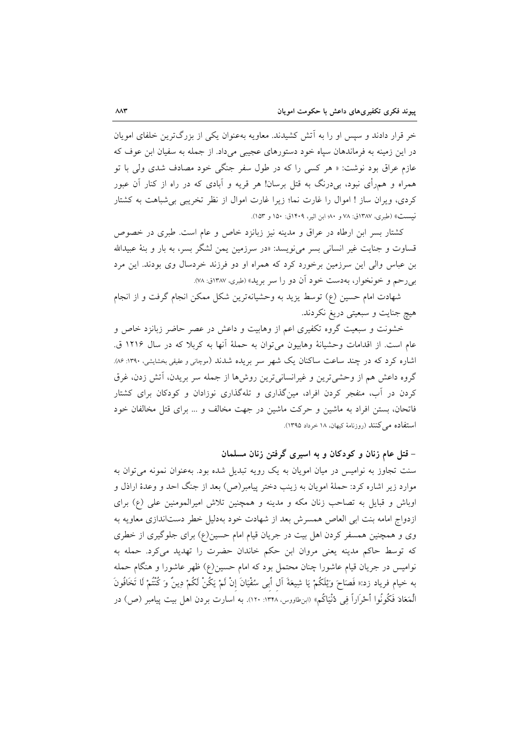خر قرار دادند و سپس او را به آتش کشیدند. معاویه به‌عنوان یکی از بزرگ‌ترین خلفای امویان در این زمینه به فرماندهان سپاه خود دستورهای عجیبی می‌داد. از جمله به سفیان ابن عوف که عازم عراق بود نوشت: « هر کسی را که در طول سفر جنگی خود مصادف شدی ولی با تو همراه و هم‌رأی نبود، بی‌درنگ به قتل برسان! هر قریه و آبادی که در راه از کنار آن عبور کردی، ویران ساز ! اموال را غارت نما؛ زیرا غارت اموال از نظر تخریبی بی‌شباهت به کشتار نیست» (طبری، ۱۳۸۷ق: ۷۸ و ۸۰؛ ابن اثیر، ۱۴۰۹ق: ۱۵۰ و ۱۵۳).

کشتار بسر ابن ارطاه در عراق و مدینه نیز زبانزد خاص و عام است. طبری در خصوص قساوت و جنایت غیر انسانی بسر می‌نویسد: «در سرزمین یمن لشگر بسر، به بار و بنهٔ عبیدالله بن عباس والی این سرزمین برخورد کرد که همراه او دو فرزند خردسال وی بودند. این مرد بی‌رحم و خونخوار، به‌دست خود آن دو را سر برید» (طبری، ۱۳۸۷ق: ۷۸).

شهادت امام حسین (ع) توسط یزید به وحشیانه‌ترین شکل ممکن انجام گرفت و از انجام هیچ جنایت و سبعیتی دریغ نکردند.

خشونت و سبعیت گروه تکفیری اعم از وهابیت و داعش در عصر حاضر زبانزد خاص و عام است. از اقدامات وحشیانهٔ وهابیون می‌توان به حملهٔ آنها به کربلا که در سال ۱۲۱۶ ق. اشاره کرد که در چند ساعت ساکنان یک شهر سر بریده شدند (موچانی و عقیقی بخشایشی، ۱۳۹۰: ۸۶). گروه داعش هم از وحشی‌ترین و غیرانسانی‌ترین روش‌ها از جمله سر بریدن، آتش زدن، غرق کردن در آب، منفجر کردن افراد، مین‌گذاری و تله‌گذاری نوزادان و کودکان برای کشتار فاتحان، بستن افراد به ماشین و حرکت ماشین در جهت مخالف و ... برای قتل مخالفان خود استفاده می‌کنند (روزنامهٔ کیهان، ۱۸ خرداد ۱۳۹۵).

### - قتل عام زنان و کودکان و به اسیری گرفتن زنان مسلمان

سنت تجاوز به نوامیس در میان امویان به یک رویه تبدیل شده بود. به‌عنوان نمونه می‌توان به موارد زیر اشاره کرد: حملهٔ امویان به زینب دختر پیامبر(ص) بعد از جنگ احد و وعدهٔ اراذل و اوباش و قبایل به تصاحب زنان مکه و مدینه و همچنین تلاش امیرالمومنین علی (ع) برای ازدواج امامه بنت ابی العاص همسرش بعد از شهادت خود به‌دلیل خطر دست‌اندازی معاویه به وی و همچنین همسفر کردن اهل بیت در جریان قیام امام حسین(ع) برای جلوگیری از خطری که توسط حاکم مدینه یعنی مروان ابن حکم خاندان حضرت را تهدید می‌کرد. حمله به نوامیس در جریان قیام عاشورا چنان محتمل بود که امام حسین(ع) ظهر عاشورا و هنگام حمله به خیام فریاد زد:« فَصَاحَ وَيْلَكُمْ يَا شِيعَةَ آلِ أَبِي سُفْيَانَ إِنْ لَمْ يَكُنْ لَكُمْ دِينٌ وَ كُنْتُمْ لَا تَخَافُونَ الْمَعَادَ فَكُونُوا أَحْرَاراً فِي دُنْيَاكُم» (ابن‌طاووس، ۱۳۴۸: ۱۲۰). به اسارت بردن اهل بیت پیامبر (ص) در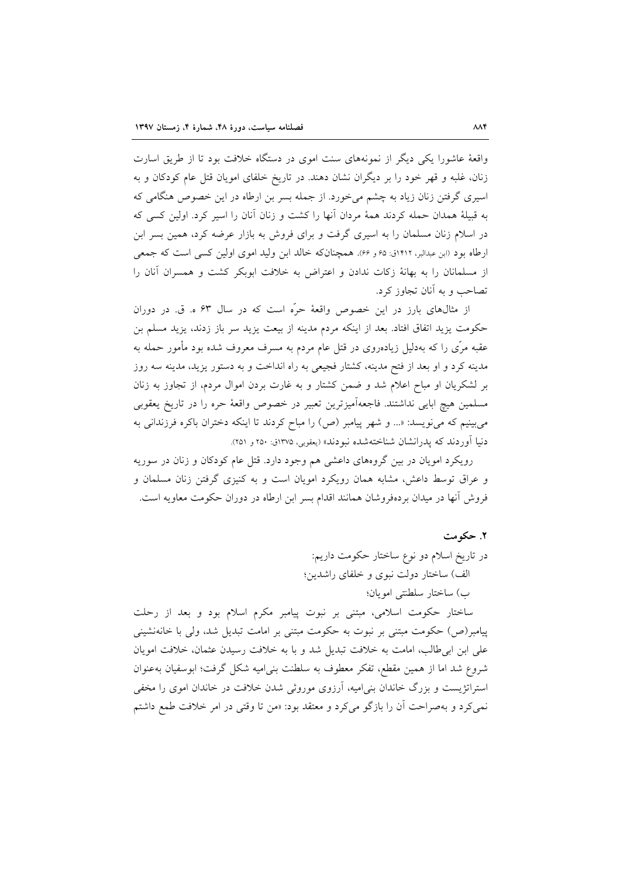واقعهٔ عاشورا یکی دیگر از نمونه‌های سنت اموی در دستگاه خلافت بود تا از طریق اسارت زنان، غلبه و قهر خود را بر دیگران نشان دهند. در تاریخ خلفای امویان قتل عام کودکان و به اسیری گرفتن زنان زیاد به چشم می‌خورد. از جمله بسر بن ارطاه در این خصوص هنگامی که به قبیلهٔ همدان حمله کردند همهٔ مردان آنها را کشت و زنان آنان را اسیر کرد. اولین کسی که در اسلام زنان مسلمان را به اسیری گرفت و برای فروش به بازار عرضه کرد، همین بسر ابن ارطاه بود (ابن عبدالبر، ۱۴۱۲ق: ۶۵ و ۶۶). همچنان‌که خالد ابن ولید اموی اولین کسی است که جمعی از مسلمانان را به بهانهٔ زکات ندادن و اعتراض به خلافت ابوبکر کشت و همسران آنان را تصاحب و به آنان تجاوز کرد.

از مثال‌های بارز در این خصوص واقعهٔ حرّه است که در سال ۶۳ ه. ق. در دوران حکومت یزید اتفاق افتاد. بعد از اینکه مردم مدینه از بیعت یزید سر باز زدند، یزید مسلم بن عقبه مرّی را که به‌دلیل زیاده‌روی در قتل عام مردم به مسرف معروف شده بود مأمور حمله به مدینه کرد و او بعد از فتح مدینه، کشتار فجیعی به راه انداخت و به دستور یزید، مدینه سه روز بر لشکریان او مباح اعلام شد و ضمن کشتار و به غارت بردن اموال مردم، از تجاوز به زنان مسلمین هیچ ابایی نداشتند. فاجعه‌آمیزترین تعبیر در خصوص واقعهٔ حره را در تاریخ یعقوبی می‌بینیم که می‌نویسد: «... و شهر پیامبر (ص) را مباح کردند تا اینکه دختران باکره فرزندانی به دنیا آوردند که پدرانشان شناخته‌شده نبودند» (یعقوبی، ۱۳۷۵ق: ۲۵۰ و ۲۵۱).

رویکرد امویان در بین گروه‌های داعشی هم وجود دارد. قتل عام کودکان و زنان در سوریه و عراق توسط داعش، مشابه همان رویکرد امویان است و به کنیزی گرفتن زنان مسلمان و فروش آنها در میدان برده‌فروشان همانند اقدام بسر ابن ارطاه در دوران حکومت معاویه است.

## ۲. حکومت

در تاریخ اسلام دو نوع ساختار حکومت داریم:

الف) ساختار دولت نبوی و خلفای راشدین؛

ب) ساختار سلطنتی امویان؛

ساختار حکومت اسلامی، مبتنی بر نبوت پیامبر مکرم اسلام بود و بعد از رحلت پیامبر(ص) حکومت مبتنی بر نبوت به حکومت مبتنی بر امامت تبدیل شد، ولی با خانه‌نشینی علی ابن ابی‌طالب، امامت به خلافت تبدیل شد و با به خلافت رسیدن عثمان، خلافت امویان شروع شد اما از همین مقطع، تفکر معطوف به سلطنت بنی‌امیه شکل گرفت؛ ابوسفیان به‌عنوان استراتژیست و بزرگ خاندان بنی‌امیه، آرزوی موروثی شدن خلافت در خاندان اموی را مخفی نمی‌کرد و به‌صراحت آن را بازگو می‌کرد و معتقد بود: «من تا وقتی در امر خلافت طمع داشتم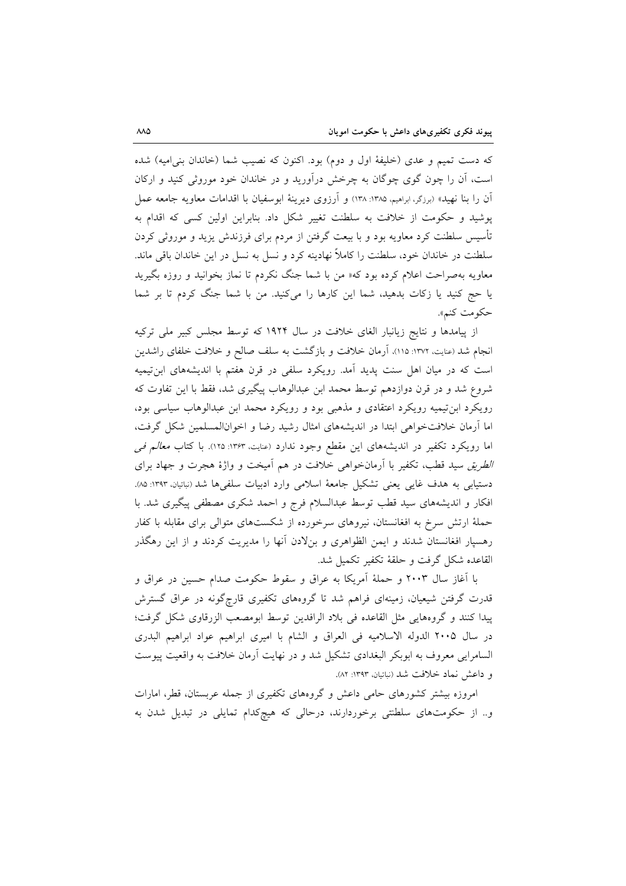که دست تمیم و عدی (خلیفهٔ اول و دوم) بود. اکنون که نصیب شما (خاندان بنی‌امیه) شده است، آن را چون گوی چوگان به چرخش درآورید و در خاندان خود موروثی کنید و ارکان آن را بنا نهید» (برزگر، ابراهیم، ۱۳۸۵: ۱۳۸) و آرزوی دیرینهٔ ابوسفیان با اقدامات معاویه جامعه عمل پوشید و حکومت از خلافت به سلطنت تغییر شکل داد. بنابراین اولین کسی که اقدام به تأسیس سلطنت کرد معاویه بود و با بیعت گرفتن از مردم برای فرزندش یزید و موروثی کردن سلطنت در خاندان خود، سلطنت را کاملاً نهادینه کرد و نسل به نسل در این خاندان باقی ماند. معاویه به‌صراحت اعلام کرده بود که« من با شما جنگ نکردم تا نماز بخوانید و روزه بگیرید یا حج کنید یا زکات بدهید، شما این کارها را می‌کنید. من با شما جنگ کردم تا بر شما حکومت کنم».

از پیامدها و نتایج زیانبار الغای خلافت در سال ۱۹۲۴ که توسط مجلس کبیر ملی ترکیه انجام شد (عنایت، ۱۳۷۲: ۱۱۵)، آرمان خلافت و بازگشت به سلف صالح و خلافت خلفای راشدین است که در میان اهل سنت پدید آمد. رویکرد سلفی در قرن هفتم با اندیشه‌های ابن‌تیمیه شروع شد و در قرن دوازدهم توسط محمد ابن عبدالوهاب پیگیری شد، فقط با این تفاوت که رویکرد ابن‌تیمیه رویکرد اعتقادی و مذهبی بود و رویکرد محمد ابن عبدالوهاب سیاسی بود، اما آرمان خلافت‌خواهی ابتدا در اندیشه‌های امثال رشید رضا و اخوان‌المسلمین شکل گرفت، اما رویکرد تکفیر در اندیشه‌های این مقطع وجود ندارد (عنایت، ۱۳۶۳: ۱۲۵). با کتاب *معالم فی الطریق* سید قطب، تکفیر با آرمان‌خواهی خلافت در هم آمیخت و واژهٔ هجرت و جهاد برای دستیابی به هدف غایی یعنی تشکیل جامعهٔ اسلامی وارد ادبیات سلفی‌ها شد (نباتیان، ۱۳۹۳: ۸۵). افکار و اندیشه‌های سید قطب توسط عبدالسلام فرج و احمد شکری مصطفی پیگیری شد. با حملهٔ ارتش سرخ به افغانستان، نیروهای سرخورده از شکست‌های متوالی برای مقابله با کفار رهسپار افغانستان شدند و ایمن الظواهری و بن‌لادن آنها را مدیریت کردند و از این رهگذر القاعده شکل گرفت و حلقهٔ تکفیر تکمیل شد.

با آغاز سال ۲۰۰۳ و حملهٔ آمریکا به عراق و سقوط حکومت صدام حسین در عراق و قدرت گرفتن شیعیان، زمینه‌ای فراهم شد تا گروه‌های تکفیری قارچ‌گونه در عراق گسترش پیدا کنند و گروه‌هایی مثل القاعده فی بلاد الرافدین توسط ابومصعب الزرقاوی شکل گرفت؛ در سال ۲۰۰۵ الدوله الاسلامیه فی العراق و الشام با امیری ابراهیم عواد ابراهیم البدری السامرایی معروف به ابوبکر البغدادی تشکیل شد و در نهایت آرمان خلافت به واقعیت پیوست و داعش نماد خلافت شد (نباتیان، ۱۳۹۳: ۸۲).

امروزه بیشتر کشورهای حامی داعش و گروه‌های تکفیری از جمله عربستان، قطر، امارات و.. از حکومت‌های سلطنتی برخوردارند، درحالی که هیچ‌کدام تمایلی در تبدیل شدن به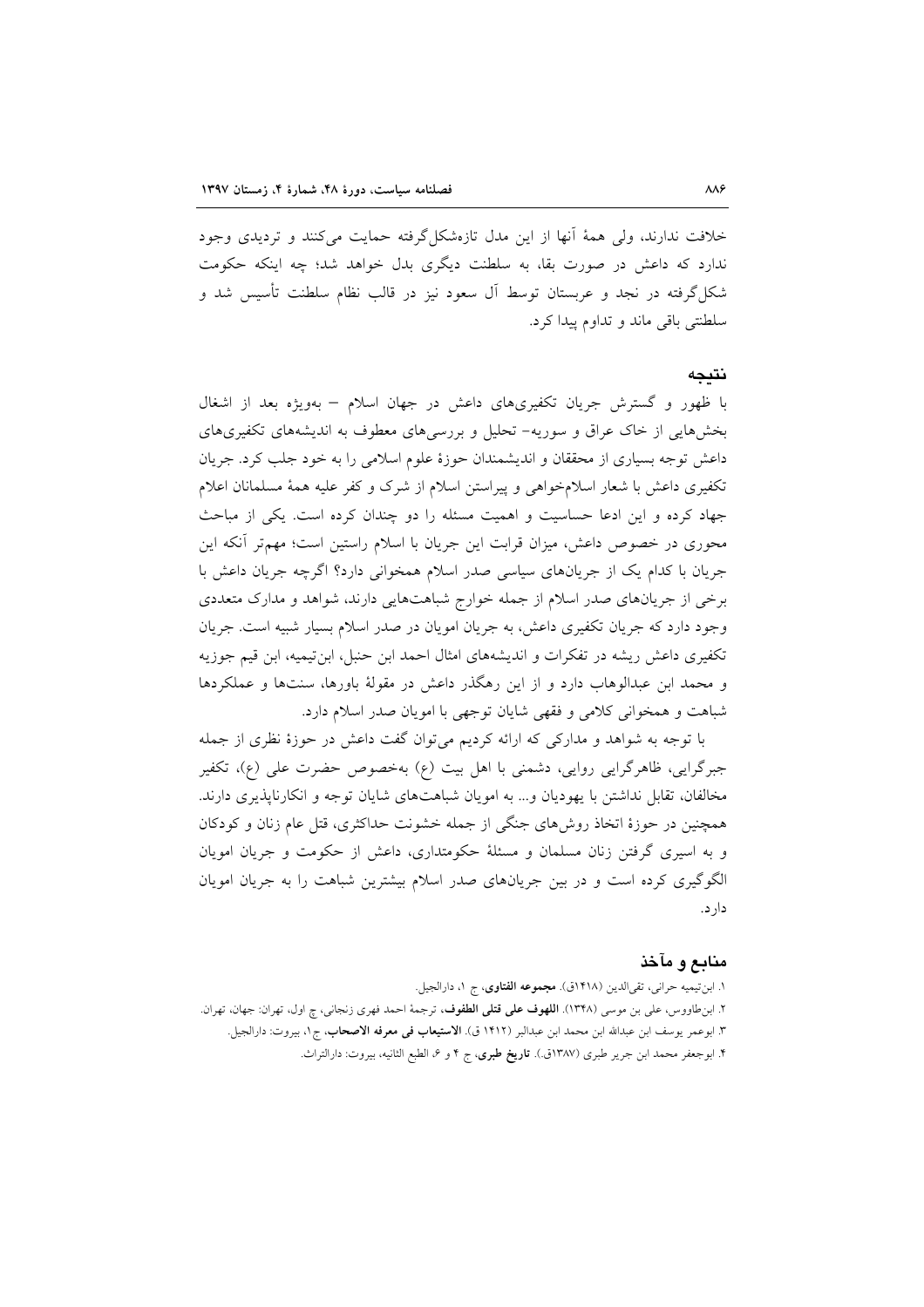خلافت ندارند، ولی همهٔ آنها از این مدل تازه‌شکل‌گرفته حمایت می‌کنند و تردیدی وجود ندارد که داعش در صورت بقا، به سلطنت دیگری بدل خواهد شد؛ چه اینکه حکومت شکل‌گرفته در نجد و عربستان توسط آل سعود نیز در قالب نظام سلطنت تأسیس شد و سلطنتی باقی ماند و تداوم پیدا کرد.

## نتیجه

با ظهور و گسترش جریان تکفیری‌های داعش در جهان اسلام – به‌ویژه بعد از اشغال بخش‌هایی از خاک عراق و سوریه- تحلیل و بررسی‌های معطوف به اندیشه‌های تکفیری‌های داعش توجه بسیاری از محققان و اندیشمندان حوزهٔ علوم اسلامی را به خود جلب کرد. جریان تکفیری داعش با شعار اسلام‌خواهی و پیراستن اسلام از شرک و کفر علیه همهٔ مسلمانان اعلام جهاد کرده و این ادعا حساسیت و اهمیت مسئله را دو چندان کرده است. یکی از مباحث محوری در خصوص داعش، میزان قرابت این جریان با اسلام راستین است؛ مهم‌تر آنکه این جریان با کدام یک از جریان‌های سیاسی صدر اسلام همخوانی دارد؟ اگرچه جریان داعش با برخی از جریان‌های صدر اسلام از جمله خوارج شباهت‌هایی دارند، شواهد و مدارک متعددی وجود دارد که جریان تکفیری داعش، به جریان امویان در صدر اسلام بسیار شبیه است. جریان تکفیری داعش ریشه در تفکرات و اندیشه‌های امثال احمد ابن حنبل، ابن‌تیمیه، ابن قیم جوزیه و محمد ابن عبدالوهاب دارد و از این رهگذر داعش در مقولهٔ باورها، سنت‌ها و عملکردها شباهت و همخوانی کلامی و فقهی شایان توجهی با امویان صدر اسلام دارد.

با توجه به شواهد و مدارکی که ارائه کردیم می‌توان گفت داعش در حوزهٔ نظری از جمله جبرگرایی، ظاهرگرایی روایی، دشمنی با اهل بیت (ع) به‌خصوص حضرت علی (ع)، تکفیر مخالفان، تقابل نداشتن با یهودیان و... به امویان شباهت‌های شایان توجه و انکارناپذیری دارند. همچنین در حوزهٔ اتخاذ روش‌های جنگی از جمله خشونت حداکثری، قتل عام زنان و کودکان و به اسیری گرفتن زنان مسلمان و مسئلهٔ حکومتداری، داعش از حکومت و جریان امویان الگوگیری کرده است و در بین جریان‌های صدر اسلام بیشترین شباهت را به جریان امویان دارد.

## منابع و مآخذ

۱. ابن‌تیمیه حرانی، تقی‌الدین (۱۴۱۸ق). **مجموعه الفتاوی**، ج ۱، دارالجیل.

۲. ابن‌طاووس، علی بن موسی (۱۳۴۸). **اللهوف علی قتلی الطفوف**، ترجمهٔ احمد فهری زنجانی، چ اول، تهران: جهان، تهران.

۳. ابوعمر یوسف ابن عبدالله ابن محمد ابن عبدالبر (۱۴۱۲ ق). **الاستیعاب فی معرفه الاصحاب**، ج۱، بیروت: دارالجیل.

۴. ابوجعفر محمد ابن جریر طبری (۱۳۸۷ق.). **تاریخ طبری**، ج ۴ و ۶، الطبع الثانیه، بیروت: دارالتراث.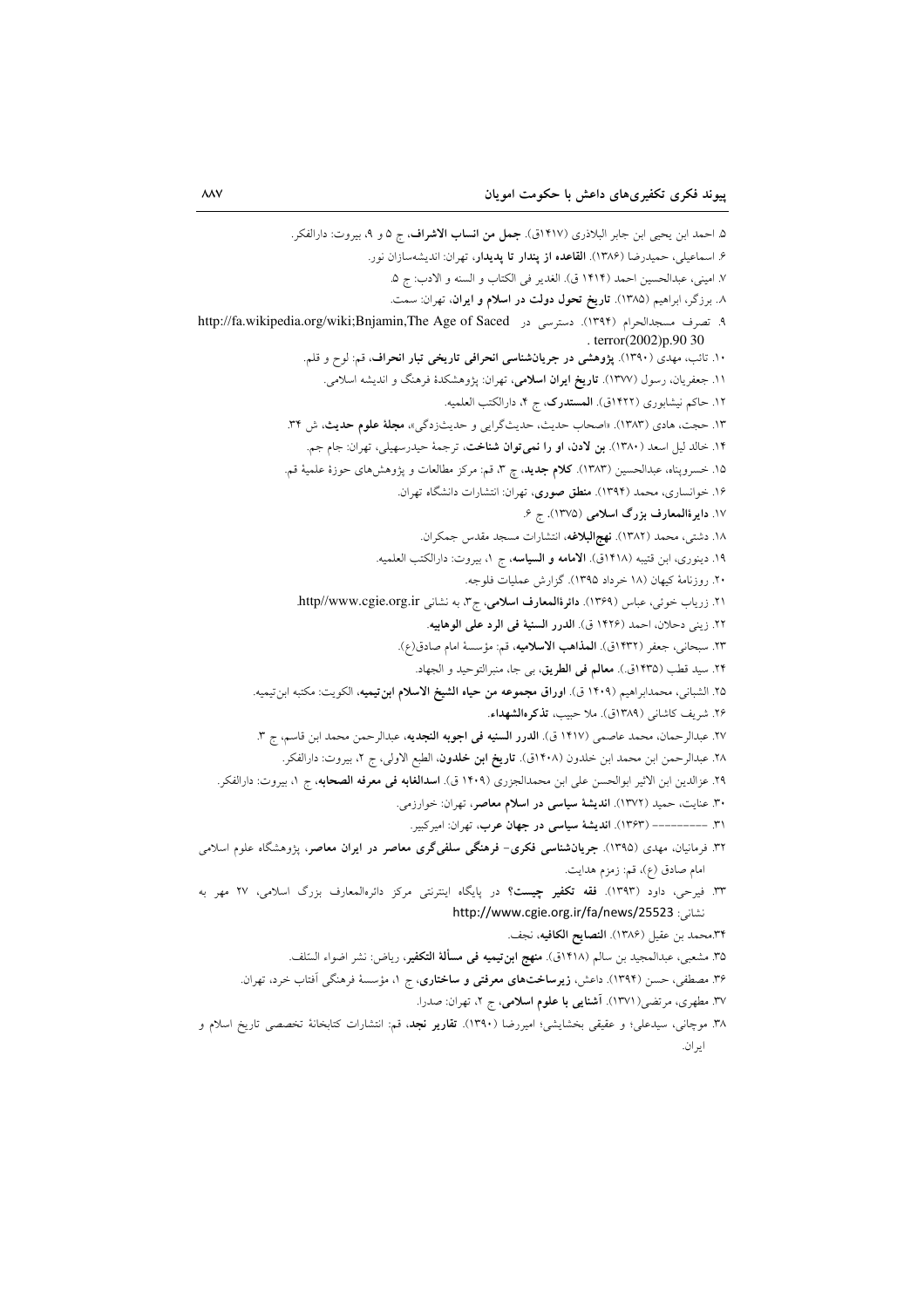۵. احمد ابن یحیی ابن جابر البلاذری (۱۴۱۷ق). **جمل من انساب الاشراف**، ج ۵ و ۹، بیروت: دارالفکر.

۶. اسماعیلی، حمیدرضا (۱۳۸۶). **القاعده از پندار تا پدیدار**، تهران: اندیشه‌سازان نور.

۷. امینی، عبدالحسین احمد (۱۴۱۴ ق). الغدیر فی الکتاب و السنه و الادب: ج ۵.

۸. برزگر، ابراهیم (۱۳۸۵). **تاریخ تحول دولت در اسلام و ایران**، تهران: سمت.

۹. تصرف مسجدالحرام (۱۳۹۴). دسترسی در http://fa.wikipedia.org/wiki;Bnjamin,The Age of Saced terror(2002)p.90 30.

۱۰. تائب، مهدی (۱۳۹۰). **پژوهشی در جریان‌شناسی انحرافی تاریخی تبار انحراف**، قم: لوح و قلم.

۱۱. جعفریان، رسول (۱۳۷۷). **تاریخ ایران اسلامی**، تهران: پژوهشکدهٔ فرهنگ و اندیشه اسلامی.

۱۲. حاکم نیشابوری (۱۴۲۲ق). **المستدرک**، ج ۴، دارالکتب العلمیه.

۱۳. حجت، هادی (۱۳۸۳). «اصحاب حدیث، حدیث‌گرایی و حدیث‌زدگی»، **مجلهٔ علوم حدیث**، ش ۳۴.

۱۴. خالد لیل اسعد (۱۳۸۰). **بن لادن، او را نمی‌توان شناخت**، ترجمهٔ حیدرسهیلی، تهران: جام جم.

۱۵. خسروپناه، عبدالحسین (۱۳۸۳). **کلام جدید**، چ ۳، قم: مرکز مطالعات و پژوهش‌های حوزهٔ علمیهٔ قم.

۱۶. خوانساری، محمد (۱۳۹۴). **منطق صوری**، تهران: انتشارات دانشگاه تهران.

۱۷. **دایرۀالمعارف بزرگ اسلامی** (۱۳۷۵). ج ۶.

۱۸. دشتی، محمد (۱۳۸۲). **نهج‌البلاغه**، انتشارات مسجد مقدس جمکران.

۱۹. دینوری، ابن قتیبه (۱۴۱۸ق). **الامامه و السیاسه**، ج ۱، بیروت: دارالکتب العلمیه.

۲۰. روزنامهٔ کیهان (۱۸ خرداد ۱۳۹۵). گزارش عملیات فلوجه.

۲۱. زریاب خوئی، عباس (۱۳۶۹). **دائرۀالمعارف اسلامی**، ج۳، به نشانی http//www.cgie.org.ir.

۲۲. زینی دحلان، احمد (۱۴۲۶ ق). **الدرر السنیة فی الرد علی الوهابیه**.

۲۳. سبحانی، جعفر (۱۴۳۲ق). **المذاهب الاسلامیه**، قم: مؤسسهٔ امام صادق(ع).

۲۴. سید قطب (۱۴۳۵ق.). **معالم فی الطریق**، بی جا، منبرالتوحید و الجهاد.

۲۵. الشبانی، محمدابراهیم (۱۴۰۹ ق). **اوراق مجموعه من حیاه الشیخ الاسلام ابن‌تیمیه**، الکویت: مکتبه ابن‌تیمیه.

۲۶. شریف کاشانی (۱۳۸۹ق). ملا حبیب، **تذکرۀالشهداء**.

۲۷. عبدالرحمان، محمد عاصمی (۱۴۱۷ ق). **الدرر السنیه فی اجوبه النجدیه**، عبدالرحمن محمد ابن قاسم، ج ۳.

۲۸. عبدالرحمن ابن محمد ابن خلدون (۱۴۰۸ق). **تاریخ ابن خلدون**، الطبع الاولی، ج ۲، بیروت: دارالفکر.

۲۹. عزالدین ابن الاثیر ابوالحسن علی ابن محمدالجزری (۱۴۰۹ ق). **اسدالغابه فی معرفه الصحابه**، ج ۱، بیروت: دارالفکر.

۳۰. عنایت، حمید (۱۳۷۲). **اندیشهٔ سیاسی در اسلام معاصر**، تهران: خوارزمی.

۳۱. ---------- (۱۳۶۳). **اندیشهٔ سیاسی در جهان عرب**، تهران: امیرکبیر.

۳۲. فرمانیان، مهدی (۱۳۹۵). **جریان‌شناسی فکری- فرهنگی سلفی‌گری معاصر در ایران معاصر**، پژوهشگاه علوم اسلامی امام صادق (ع)، قم: زمزم هدایت.

۳۳. فیرحی، داود (۱۳۹۳). **فقه تکفیر چیست؟** در پایگاه اینترنتی مرکز دائرۀالمعارف بزرگ اسلامی، ۲۷ مهر به نشانی: http://www.cgie.org.ir/fa/news/25523

۳۴.محمد بن عقیل (۱۳۸۶). **النصایح الکافیه**، نجف.

۳۵. مشعبی، عبدالمجید بن سالم (۱۴۱۸ق). **منهج ابن‌تیمیه فی مسألة التکفیر**، ریاض: نشر اضواء السّلف.

۳۶. مصطفی، حسن (۱۳۹۴). داعش، **زیرساخت‌های معرفتی و ساختاری**، ج ۱، مؤسسهٔ فرهنگی آفتاب خرد، تهران.

۳۷. مطهری، مرتضی(۱۳۷۱). **آشنایی با علوم اسلامی**، ج ۲، تهران: صدرا.

۳۸. موچانی، سیدعلی؛ و عقیقی بخشایشی؛ امیررضا (۱۳۹۰). **تقاریر نجد**، قم: انتشارات کتابخانهٔ تخصصی تاریخ اسلام و ایران.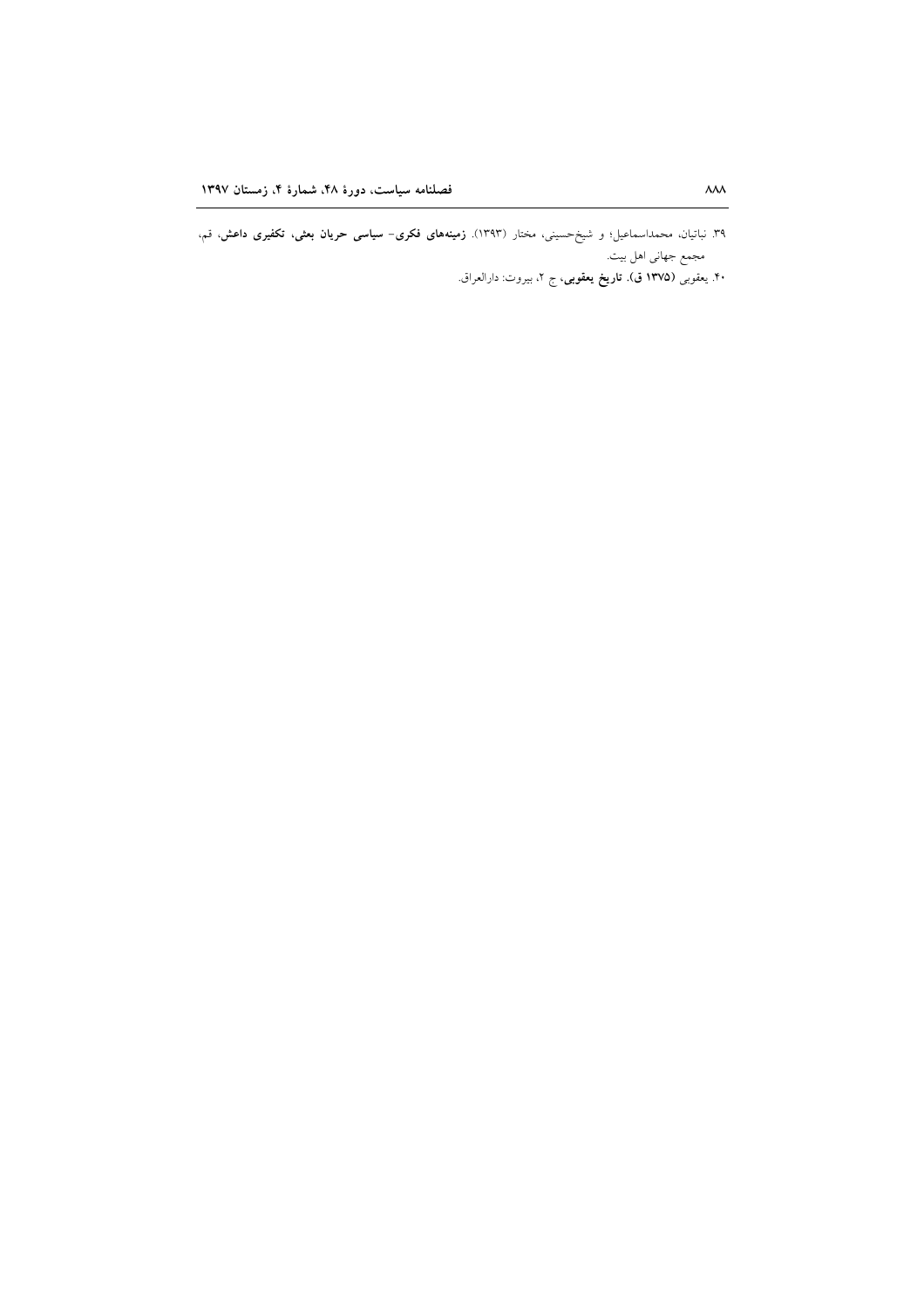۳۹. نباتیان، محمداسماعیل؛ و شیخ‌حسینی، مختار (۱۳۹۳). **زمینه‌های فکری- سیاسی حریان بعثی، تکفیری داعش**، قم، مجمع جهانی اهل بیت.

۴۰. یعقوبی **(۱۳۷۵ ق)**. **تاریخ یعقوبی**، ج ۲، بیروت: دارالعراق.